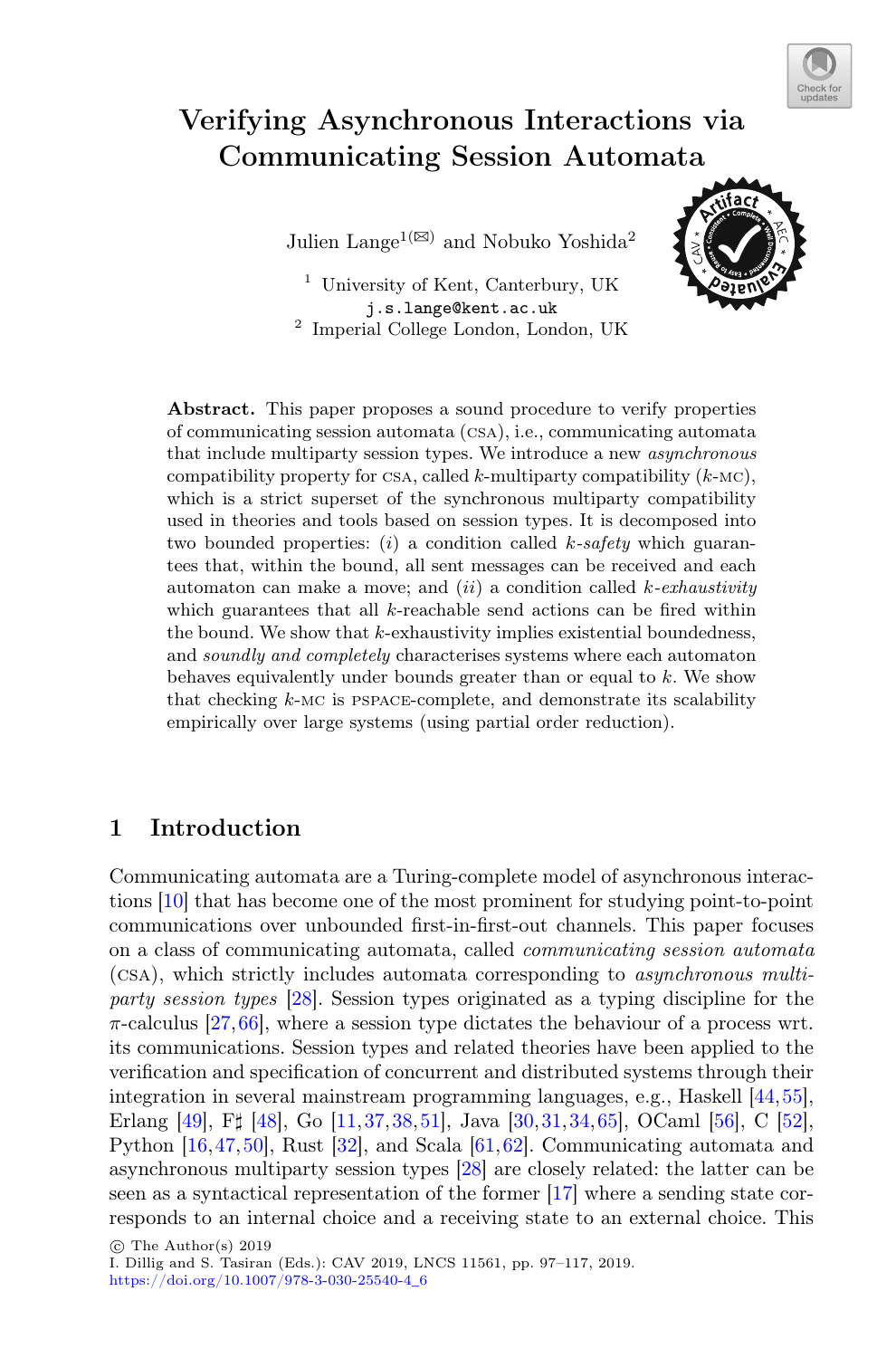# Verifying Asynchronous Interactions via Communicating Session Automata

Julien Lange[1](✉) and Nobuko Yoshida[2]

[1] University of Kent, Canterbury, UK
j.s.lange@kent.ac.uk

[2] Imperial College London, London, UK

**Abstract.** This paper proposes a sound procedure to verify properties of communicating session automata (CSA), i.e., communicating automata that include multiparty session types. We introduce a new *asynchronous* compatibility property for CSA, called $k$-multiparty compatibility ($k$-MC), which is a strict superset of the synchronous multiparty compatibility used in theories and tools based on session types. It is decomposed into two bounded properties: $(i)$ a condition called *k-safety* which guarantees that, within the bound, all sent messages can be received and each automaton can make a move; and $(ii)$ a condition called *k-exhaustivity* which guarantees that all $k$-reachable send actions can be fired within the bound. We show that $k$-exhaustivity implies existential boundedness, and *soundly and completely* characterises systems where each automaton behaves equivalently under bounds greater than or equal to $k$. We show that checking $k$-MC is PSPACE-complete, and demonstrate its scalability empirically over large systems (using partial order reduction).

## 1 Introduction

Communicating automata are a Turing-complete model of asynchronous interactions [10] that has become one of the most prominent for studying point-to-point communications over unbounded first-in-first-out channels. This paper focuses on a class of communicating automata, called *communicating session automata* (CSA), which strictly includes automata corresponding to *asynchronous multiparty session types* [28]. Session types originated as a typing discipline for the $\pi$-calculus [27,66], where a session type dictates the behaviour of a process wrt. its communications. Session types and related theories have been applied to the verification and specification of concurrent and distributed systems through their integration in several mainstream programming languages, e.g., Haskell [44,55], Erlang [49], F♯ [48], Go [11,37,38,51], Java [30,31,34,65], OCaml [56], C [52], Python [16,47,50], Rust [32], and Scala [61,62]. Communicating automata and asynchronous multiparty session types [28] are closely related: the latter can be seen as a syntactical representation of the former [17] where a sending state corresponds to an internal choice and a receiving state to an external choice. This

© The Author(s) 2019
I. Dillig and S. Tasiran (Eds.): CAV 2019, LNCS 11561, pp. 97–117, 2019.
https://doi.org/10.1007/978-3-030-25540-4_6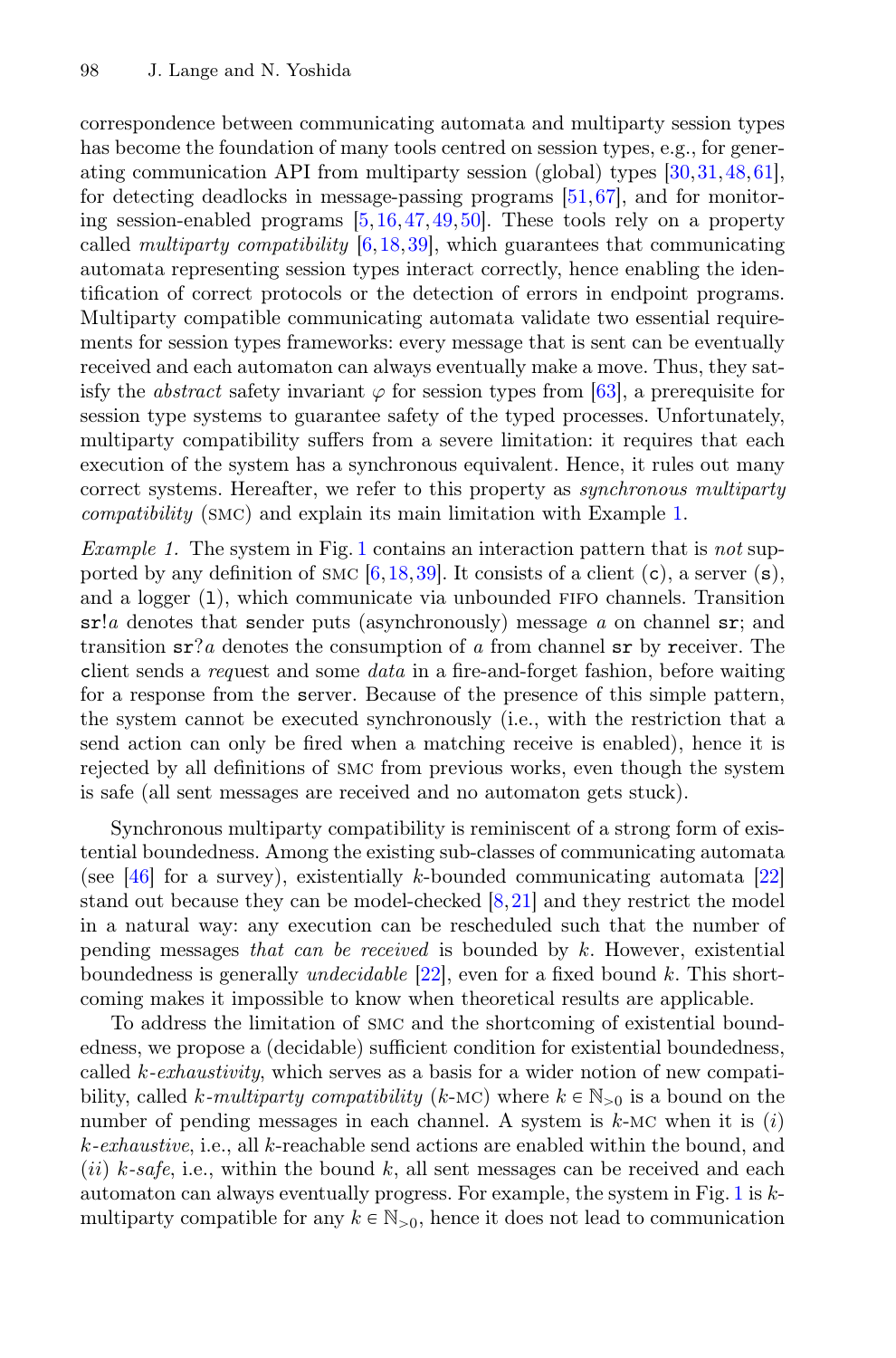correspondence between communicating automata and multiparty session types has become the foundation of many tools centred on session types, e.g., for generating communication API from multiparty session (global) types [30,31,48,61], for detecting deadlocks in message-passing programs [51,67], and for monitoring session-enabled programs [5,16,47,49,50]. These tools rely on a property called *multiparty compatibility* [6,18,39], which guarantees that communicating automata representing session types interact correctly, hence enabling the identification of correct protocols or the detection of errors in endpoint programs. Multiparty compatible communicating automata validate two essential requirements for session types frameworks: every message that is sent can be eventually received and each automaton can always eventually make a move. Thus, they satisfy the *abstract* safety invariant $\varphi$ for session types from [63], a prerequisite for session type systems to guarantee safety of the typed processes. Unfortunately, multiparty compatibility suffers from a severe limitation: it requires that each execution of the system has a synchronous equivalent. Hence, it rules out many correct systems. Hereafter, we refer to this property as *synchronous multiparty compatibility* (SMC) and explain its main limitation with Example 1.

*Example 1.* The system in Fig. 1 contains an interaction pattern that is *not* supported by any definition of SMC [6,18,39]. It consists of a client (c), a server (s), and a logger (l), which communicate via unbounded FIFO channels. Transition $\mathtt{sr}!a$ denotes that sender puts (asynchronously) message $a$ on channel $\mathtt{sr}$; and transition $\mathtt{sr}?a$ denotes the consumption of $a$ from channel $\mathtt{sr}$ by receiver. The client sends a *req*uest and some *data* in a fire-and-forget fashion, before waiting for a response from the server. Because of the presence of this simple pattern, the system cannot be executed synchronously (i.e., with the restriction that a send action can only be fired when a matching receive is enabled), hence it is rejected by all definitions of SMC from previous works, even though the system is safe (all sent messages are received and no automaton gets stuck).

Synchronous multiparty compatibility is reminiscent of a strong form of existential boundedness. Among the existing sub-classes of communicating automata (see [46] for a survey), existentially $k$-bounded communicating automata [22] stand out because they can be model-checked [8,21] and they restrict the model in a natural way: any execution can be rescheduled such that the number of pending messages *that can be received* is bounded by $k$. However, existential boundedness is generally *undecidable* [22], even for a fixed bound $k$. This shortcoming makes it impossible to know when theoretical results are applicable.

To address the limitation of SMC and the shortcoming of existential boundedness, we propose a (decidable) sufficient condition for existential boundedness, called *k-exhaustivity*, which serves as a basis for a wider notion of new compatibility, called *k-multiparty compatibility* ($k$-MC) where $k \in \mathbb{N}_{>0}$ is a bound on the number of pending messages in each channel. A system is $k$-MC when it is $(i)$ *k-exhaustive*, i.e., all $k$-reachable send actions are enabled within the bound, and $(ii)$ *k-safe*, i.e., within the bound $k$, all sent messages can be received and each automaton can always eventually progress. For example, the system in Fig. 1 is $k$-multiparty compatible for any $k \in \mathbb{N}_{>0}$, hence it does not lead to communication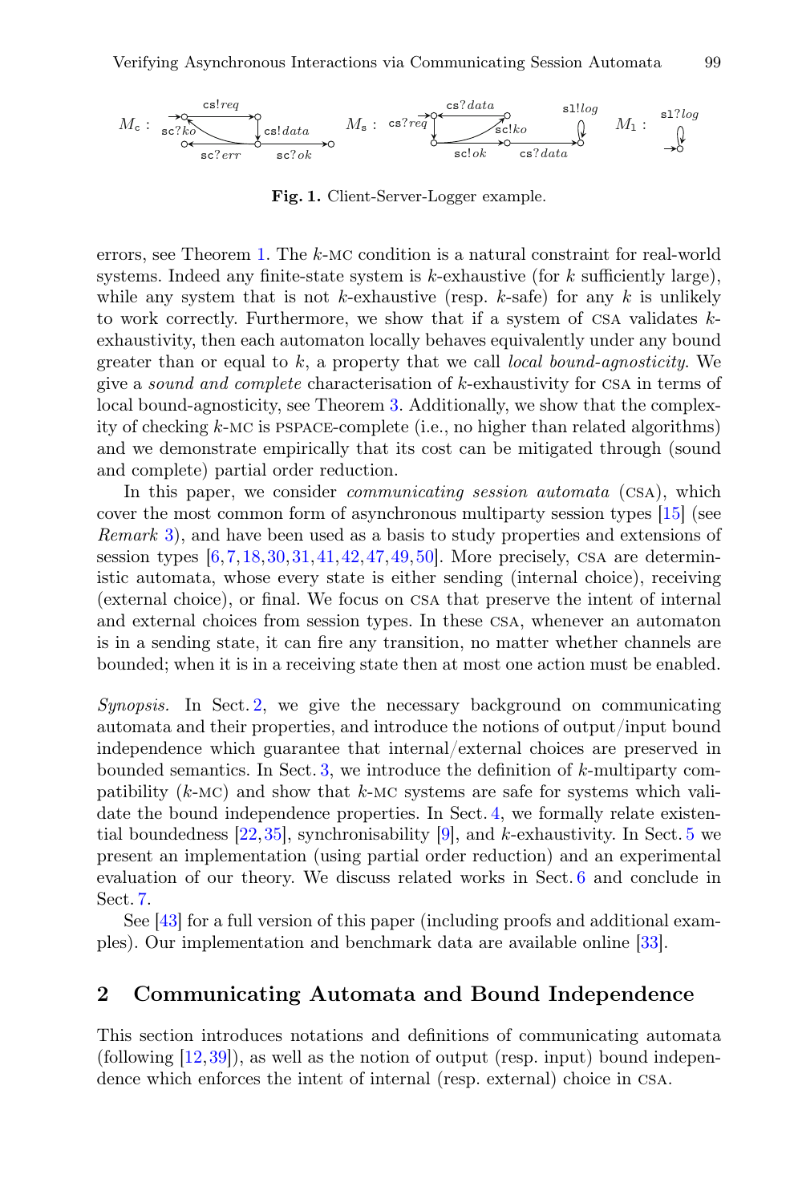**Fig. 1.** Client-Server-Logger example.

errors, see Theorem 1. The $k$-MC condition is a natural constraint for real-world systems. Indeed any finite-state system is $k$-exhaustive (for $k$ sufficiently large), while any system that is not $k$-exhaustive (resp. $k$-safe) for any $k$ is unlikely to work correctly. Furthermore, we show that if a system of CSA validates $k$-exhaustivity, then each automaton locally behaves equivalently under any bound greater than or equal to $k$, a property that we call *local bound-agnosticity*. We give a *sound and complete* characterisation of $k$-exhaustivity for CSA in terms of local bound-agnosticity, see Theorem 3. Additionally, we show that the complexity of checking $k$-MC is PSPACE-complete (i.e., no higher than related algorithms) and we demonstrate empirically that its cost can be mitigated through (sound and complete) partial order reduction.

In this paper, we consider *communicating session automata* (CSA), which cover the most common form of asynchronous multiparty session types [15] (see *Remark* 3), and have been used as a basis to study properties and extensions of session types [6,7,18,30,31,41,42,47,49,50]. More precisely, CSA are deterministic automata, whose every state is either sending (internal choice), receiving (external choice), or final. We focus on CSA that preserve the intent of internal and external choices from session types. In these CSA, whenever an automaton is in a sending state, it can fire any transition, no matter whether channels are bounded; when it is in a receiving state then at most one action must be enabled.

*Synopsis.* In Sect. 2, we give the necessary background on communicating automata and their properties, and introduce the notions of output/input bound independence which guarantee that internal/external choices are preserved in bounded semantics. In Sect. 3, we introduce the definition of $k$-multiparty compatibility ($k$-MC) and show that $k$-MC systems are safe for systems which validate the bound independence properties. In Sect. 4, we formally relate existential boundedness [22,35], synchronisability [9], and $k$-exhaustivity. In Sect. 5 we present an implementation (using partial order reduction) and an experimental evaluation of our theory. We discuss related works in Sect. 6 and conclude in Sect. 7.

See [43] for a full version of this paper (including proofs and additional examples). Our implementation and benchmark data are available online [33].

## 2 Communicating Automata and Bound Independence

This section introduces notations and definitions of communicating automata (following [12,39]), as well as the notion of output (resp. input) bound independence which enforces the intent of internal (resp. external) choice in CSA.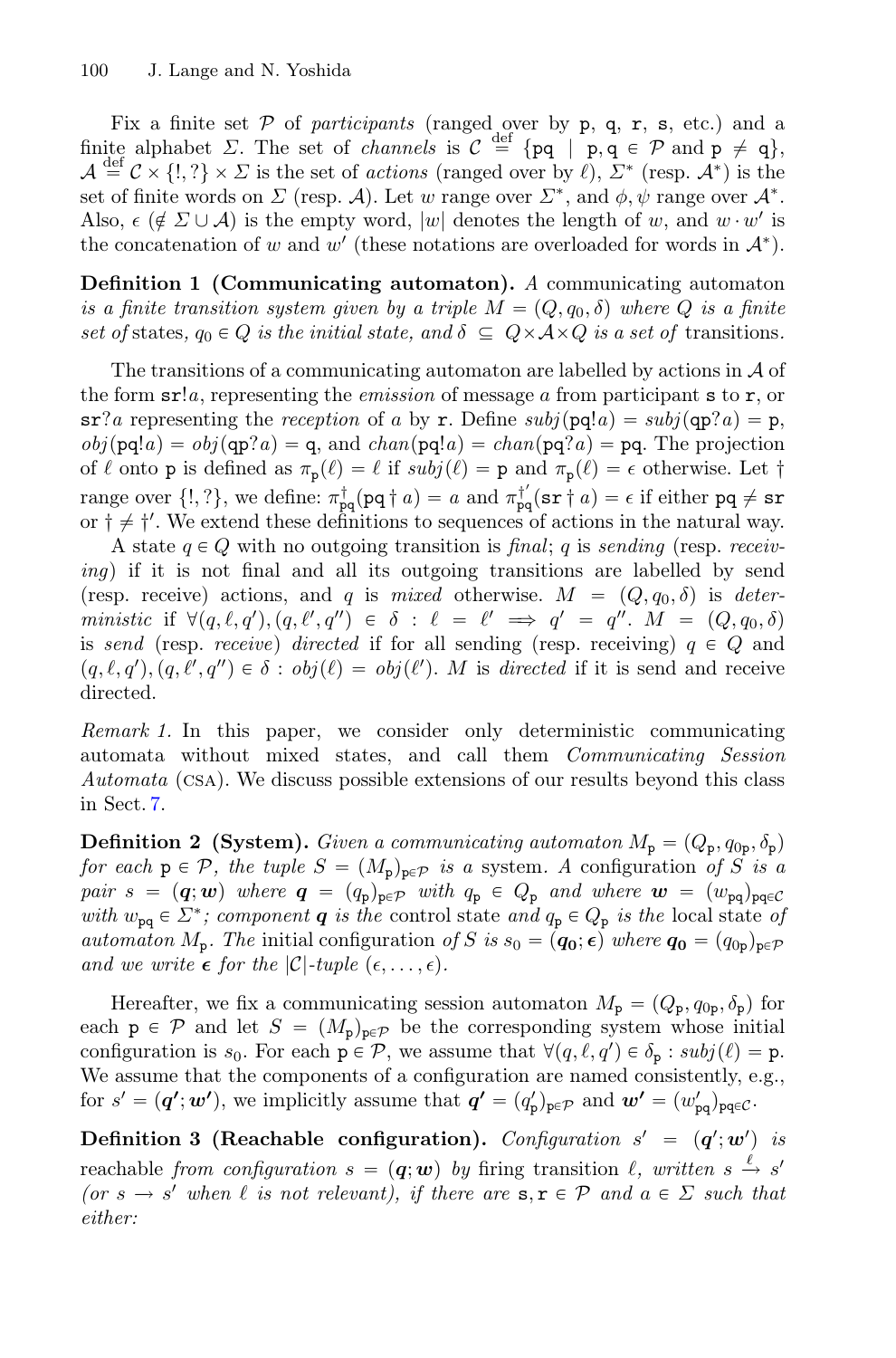Fix a finite set $\mathcal{P}$ of *participants* (ranged over by $\mathtt{p}, \mathtt{q}, \mathtt{r}, \mathtt{s}$, etc.) and a finite alphabet $\Sigma$. The set of *channels* is $\mathcal{C} \stackrel{\text{def}}{=} \{\mathtt{pq} \mid \mathtt{p}, \mathtt{q} \in \mathcal{P} \text{ and } \mathtt{p} \neq \mathtt{q}\}$, $\mathcal{A} \stackrel{\text{def}}{=} \mathcal{C} \times \{!, ?\} \times \Sigma$ is the set of *actions* (ranged over by $\ell$), $\Sigma^*$ (resp. $\mathcal{A}^*$) is the set of finite words on $\Sigma$ (resp. $\mathcal{A}$). Let $w$ range over $\Sigma^*$, and $\phi, \psi$ range over $\mathcal{A}^*$. Also, $\epsilon$ ($\notin \Sigma \cup \mathcal{A}$) is the empty word, $|w|$ denotes the length of $w$, and $w \cdot w'$ is the concatenation of $w$ and $w'$ (these notations are overloaded for words in $\mathcal{A}^*$).

**Definition 1 (Communicating automaton).** *A communicating automaton is a finite transition system given by a triple $M = (Q, q_0, \delta)$ where $Q$ is a finite set of* states*, $q_0 \in Q$ is the initial state, and $\delta \subseteq Q \times \mathcal{A} \times Q$ is a set of* transitions.

The transitions of a communicating automaton are labelled by actions in $\mathcal{A}$ of the form $\mathtt{sr}!a$, representing the *emission* of message $a$ from participant $\mathtt{s}$ to $\mathtt{r}$, or $\mathtt{sr}?a$ representing the *reception* of $a$ by $\mathtt{r}$. Define $\mathit{subj}(\mathtt{pq}!a) = \mathit{subj}(\mathtt{qp}?a) = \mathtt{p}$, $\mathit{obj}(\mathtt{pq}!a) = \mathit{obj}(\mathtt{qp}?a) = \mathtt{q}$, and $\mathit{chan}(\mathtt{pq}!a) = \mathit{chan}(\mathtt{pq}?a) = \mathtt{pq}$. The projection of $\ell$ onto $\mathtt{p}$ is defined as $\pi_{\mathtt{p}}(\ell) = \ell$ if $\mathit{subj}(\ell) = \mathtt{p}$ and $\pi_{\mathtt{p}}(\ell) = \epsilon$ otherwise. Let $\dagger$ range over $\{!, ?\}$, we define: $\pi^{\dagger}_{\mathtt{pq}}(\mathtt{pq} \dagger a) = a$ and $\pi^{\dagger'}_{\mathtt{pq}}(\mathtt{sr} \dagger a) = \epsilon$ if either $\mathtt{pq} \neq \mathtt{sr}$ or $\dagger \neq \dagger'$. We extend these definitions to sequences of actions in the natural way.

A state $q \in Q$ with no outgoing transition is *final*; $q$ is *sending* (resp. *receiving*) if it is not final and all its outgoing transitions are labelled by send (resp. receive) actions, and $q$ is *mixed* otherwise. $M = (Q, q_0, \delta)$ is *deterministic* if $\forall (q, \ell, q'), (q, \ell', q'') \in \delta : \ell = \ell' \implies q' = q''$. $M = (Q, q_0, \delta)$ is *send* (resp. *receive*) *directed* if for all sending (resp. receiving) $q \in Q$ and $(q, \ell, q'), (q, \ell', q'') \in \delta : \mathit{obj}(\ell) = \mathit{obj}(\ell')$. $M$ is *directed* if it is send and receive directed.

*Remark 1.* In this paper, we consider only deterministic communicating automata without mixed states, and call them *Communicating Session Automata* (CSA). We discuss possible extensions of our results beyond this class in Sect. 7.

**Definition 2 (System).** *Given a communicating automaton $M_{\mathtt{p}} = (Q_{\mathtt{p}}, q_{0\mathtt{p}}, \delta_{\mathtt{p}})$ for each $\mathtt{p} \in \mathcal{P}$, the tuple $S = (M_{\mathtt{p}})_{\mathtt{p} \in \mathcal{P}}$ is a* system. *A* configuration *of $S$ is a pair $s = (\boldsymbol{q}; \boldsymbol{w})$ where $\boldsymbol{q} = (q_{\mathtt{p}})_{\mathtt{p} \in \mathcal{P}}$ with $q_{\mathtt{p}} \in Q_{\mathtt{p}}$ and where $\boldsymbol{w} = (w_{\mathtt{pq}})_{\mathtt{pq} \in \mathcal{C}}$ with $w_{\mathtt{pq}} \in \Sigma^*$; component $\boldsymbol{q}$ is the* control state *and $q_{\mathtt{p}} \in Q_{\mathtt{p}}$ is the* local state *of automaton $M_{\mathtt{p}}$. The* initial configuration *of $S$ is $s_0 = (\boldsymbol{q_0}; \boldsymbol{\epsilon})$ where $\boldsymbol{q_0} = (q_{0\mathtt{p}})_{\mathtt{p} \in \mathcal{P}}$ and we write $\boldsymbol{\epsilon}$ for the $|\mathcal{C}|$-tuple $(\epsilon, \ldots, \epsilon)$.*

Hereafter, we fix a communicating session automaton $M_{\mathtt{p}} = (Q_{\mathtt{p}}, q_{0\mathtt{p}}, \delta_{\mathtt{p}})$ for each $\mathtt{p} \in \mathcal{P}$ and let $S = (M_{\mathtt{p}})_{\mathtt{p} \in \mathcal{P}}$ be the corresponding system whose initial configuration is $s_0$. For each $\mathtt{p} \in \mathcal{P}$, we assume that $\forall (q, \ell, q') \in \delta_{\mathtt{p}} : \mathit{subj}(\ell) = \mathtt{p}$. We assume that the components of a configuration are named consistently, e.g., for $s' = (\boldsymbol{q'}; \boldsymbol{w'})$, we implicitly assume that $\boldsymbol{q'} = (q'_{\mathtt{p}})_{\mathtt{p} \in \mathcal{P}}$ and $\boldsymbol{w'} = (w'_{\mathtt{pq}})_{\mathtt{pq} \in \mathcal{C}}$.

**Definition 3 (Reachable configuration).** *Configuration $s' = (\boldsymbol{q'}; \boldsymbol{w'})$ is* reachable *from configuration $s = (\boldsymbol{q}; \boldsymbol{w})$ by* firing transition *$\ell$, written $s \xrightarrow{\ell} s'$ (or $s \to s'$ when $\ell$ is not relevant), if there are $\mathtt{s}, \mathtt{r} \in \mathcal{P}$ and $a \in \Sigma$ such that either:*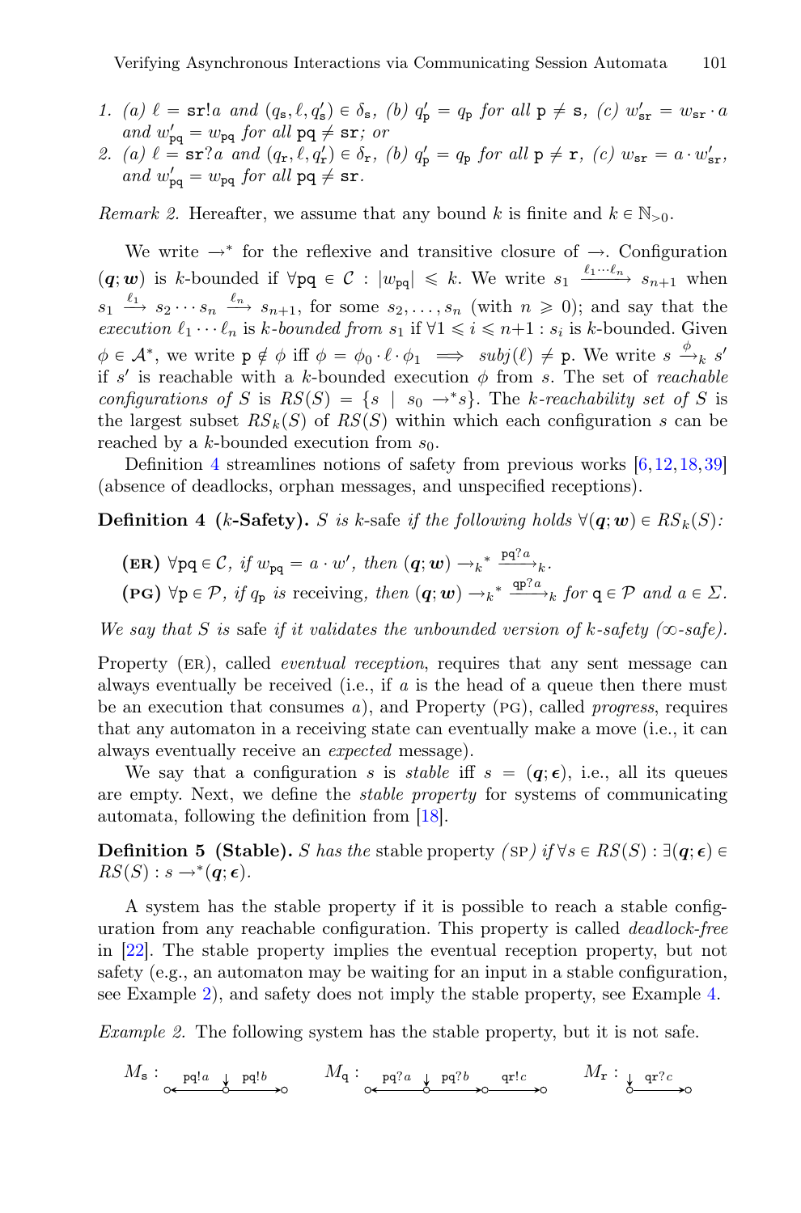1. (a) $\ell = \mathtt{sr}!a$ and $(q_{\mathtt{s}}, \ell, q'_{\mathtt{s}}) \in \delta_{\mathtt{s}}$, (b) $q'_{\mathtt{p}} = q_{\mathtt{p}}$ for all $\mathtt{p} \neq \mathtt{s}$, (c) $w'_{\mathtt{sr}} = w_{\mathtt{sr}} \cdot a$ and $w'_{\mathtt{pq}} = w_{\mathtt{pq}}$ for all $\mathtt{pq} \neq \mathtt{sr}$; or
2. (a) $\ell = \mathtt{sr}?a$ and $(q_{\mathtt{r}}, \ell, q'_{\mathtt{r}}) \in \delta_{\mathtt{r}}$, (b) $q'_{\mathtt{p}} = q_{\mathtt{p}}$ for all $\mathtt{p} \neq \mathtt{r}$, (c) $w_{\mathtt{sr}} = a \cdot w'_{\mathtt{sr}}$, and $w'_{\mathtt{pq}} = w_{\mathtt{pq}}$ for all $\mathtt{pq} \neq \mathtt{sr}$.

*Remark 2.* Hereafter, we assume that any bound $k$ is finite and $k \in \mathbb{N}_{>0}$.

We write $\rightarrow^*$ for the reflexive and transitive closure of $\rightarrow$. Configuration $(\boldsymbol{q}; \boldsymbol{w})$ is $k$-bounded if $\forall \mathtt{pq} \in \mathcal{C} : |w_{\mathtt{pq}}| \leqslant k$. We write $s_1 \xrightarrow{\ell_1 \cdots \ell_n} s_{n+1}$ when $s_1 \xrightarrow{\ell_1} s_2 \cdots s_n \xrightarrow{\ell_n} s_{n+1}$, for some $s_2, \ldots, s_n$ (with $n \geqslant 0$); and say that the *execution* $\ell_1 \cdots \ell_n$ is *$k$-bounded from* $s_1$ if $\forall 1 \leqslant i \leqslant n{+}1 : s_i$ is $k$-bounded. Given $\phi \in \mathcal{A}^*$, we write $\mathtt{p} \notin \phi$ iff $\phi = \phi_0 \cdot \ell \cdot \phi_1 \implies subj(\ell) \neq \mathtt{p}$. We write $s \xrightarrow{\phi}_k s'$ if $s'$ is reachable with a $k$-bounded execution $\phi$ from $s$. The set of *reachable configurations of* $S$ is $RS(S) = \{s \mid s_0 \rightarrow^* s\}$. The *$k$-reachability set of* $S$ is the largest subset $RS_k(S)$ of $RS(S)$ within which each configuration $s$ can be reached by a $k$-bounded execution from $s_0$.

Definition 4 streamlines notions of safety from previous works [6,12,18,39] (absence of deadlocks, orphan messages, and unspecified receptions).

**Definition 4 ($k$-Safety).** *$S$ is $k$-safe if the following holds $\forall (\boldsymbol{q}; \boldsymbol{w}) \in RS_k(S)$:*

- **(ER)** *$\forall \mathtt{pq} \in \mathcal{C}$, if $w_{\mathtt{pq}} = a \cdot w'$, then $(\boldsymbol{q}; \boldsymbol{w}) \rightarrow_k{}^* \xrightarrow{\mathtt{pq}?a}_k$.*
- **(PG)** *$\forall \mathtt{p} \in \mathcal{P}$, if $q_{\mathtt{p}}$ is receiving, then $(\boldsymbol{q}; \boldsymbol{w}) \rightarrow_k{}^* \xrightarrow{\mathtt{qp}?a}_k$ for $\mathtt{q} \in \mathcal{P}$ and $a \in \Sigma$.*

*We say that $S$ is safe if it validates the unbounded version of $k$-safety ($\infty$-safe).*

Property (ER), called *eventual reception*, requires that any sent message can always eventually be received (i.e., if $a$ is the head of a queue then there must be an execution that consumes $a$), and Property (PG), called *progress*, requires that any automaton in a receiving state can eventually make a move (i.e., it can always eventually receive an *expected* message).

We say that a configuration $s$ is *stable* iff $s = (\boldsymbol{q}; \boldsymbol{\epsilon})$, i.e., all its queues are empty. Next, we define the *stable property* for systems of communicating automata, following the definition from [18].

**Definition 5 (Stable).** *$S$ has the stable property (SP) if $\forall s \in RS(S) : \exists (\boldsymbol{q}; \boldsymbol{\epsilon}) \in RS(S) : s \rightarrow^* (\boldsymbol{q}; \boldsymbol{\epsilon})$.*

A system has the stable property if it is possible to reach a stable configuration from any reachable configuration. This property is called *deadlock-free* in [22]. The stable property implies the eventual reception property, but not safety (e.g., an automaton may be waiting for an input in a stable configuration, see Example 2), and safety does not imply the stable property, see Example 4.

*Example 2.* The following system has the stable property, but it is not safe.

$M_{\mathtt{s}}$ : $\circ \xleftarrow{\mathtt{pq}!a} \downarrow\circ \xrightarrow{\mathtt{pq}!b} \circ$ $\quad$ $M_{\mathtt{q}}$ : $\circ \xleftarrow{\mathtt{pq}?a} \downarrow\circ \xrightarrow{\mathtt{pq}?b} \circ \xrightarrow{\mathtt{qr}!c} \circ$ $\quad$ $M_{\mathtt{r}}$ : $\downarrow\circ \xrightarrow{\mathtt{qr}?c} \circ$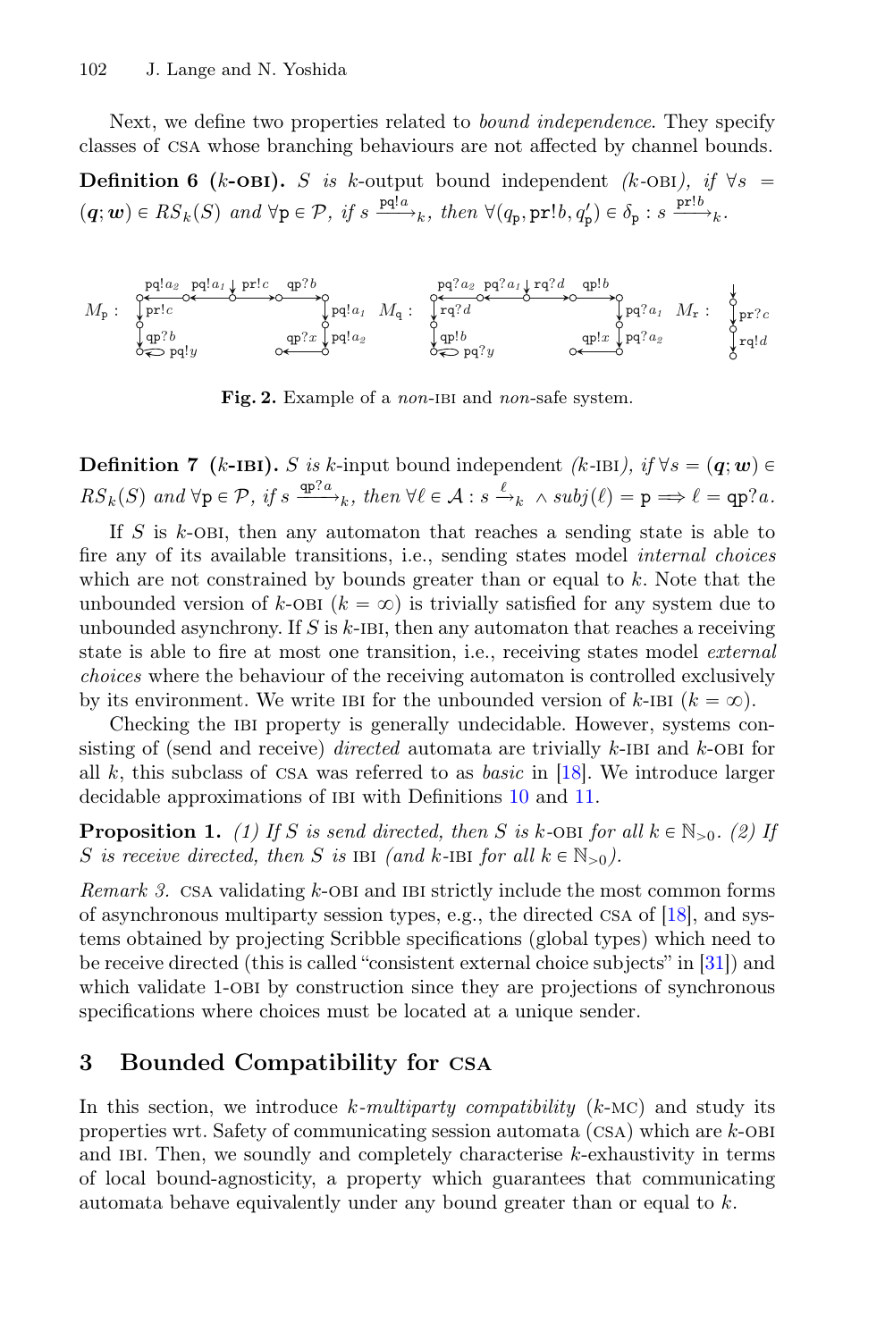Next, we define two properties related to *bound independence*. They specify classes of CSA whose branching behaviours are not affected by channel bounds.

**Definition 6 ($k$-OBI).** *$S$ is* $k$-output bound independent *($k$-OBI), if $\forall s = (\boldsymbol{q}; \boldsymbol{w}) \in RS_k(S)$ and $\forall \mathtt{p} \in \mathcal{P}$, if $s \xrightarrow{\mathtt{pq}!a}_k$, then $\forall (q_\mathtt{p}, \mathtt{pr}!b, q'_\mathtt{p}) \in \delta_\mathtt{p} : s \xrightarrow{\mathtt{pr}!b}_k$.*

**Fig. 2.** Example of a *non*-IBI and *non*-safe system.

**Definition 7 ($k$-IBI).** *$S$ is* $k$-input bound independent *($k$-IBI), if $\forall s = (\boldsymbol{q}; \boldsymbol{w}) \in RS_k(S)$ and $\forall \mathtt{p} \in \mathcal{P}$, if $s \xrightarrow{\mathtt{qp}?a}_k$, then $\forall \ell \in \mathcal{A} : s \xrightarrow{\ell}_k \wedge subj(\ell) = \mathtt{p} \implies \ell = \mathtt{qp}?a$.*

If $S$ is $k$-OBI, then any automaton that reaches a sending state is able to fire any of its available transitions, i.e., sending states model *internal choices* which are not constrained by bounds greater than or equal to $k$. Note that the unbounded version of $k$-OBI ($k = \infty$) is trivially satisfied for any system due to unbounded asynchrony. If $S$ is $k$-IBI, then any automaton that reaches a receiving state is able to fire at most one transition, i.e., receiving states model *external choices* where the behaviour of the receiving automaton is controlled exclusively by its environment. We write IBI for the unbounded version of $k$-IBI ($k = \infty$).

Checking the IBI property is generally undecidable. However, systems consisting of (send and receive) *directed* automata are trivially $k$-IBI and $k$-OBI for all $k$, this subclass of CSA was referred to as *basic* in [18]. We introduce larger decidable approximations of IBI with Definitions 10 and 11.

**Proposition 1.** *(1) If $S$ is send directed, then $S$ is $k$-OBI for all $k \in \mathbb{N}_{>0}$. (2) If $S$ is receive directed, then $S$ is IBI (and $k$-IBI for all $k \in \mathbb{N}_{>0}$).*

*Remark 3.* CSA validating $k$-OBI and IBI strictly include the most common forms of asynchronous multiparty session types, e.g., the directed CSA of [18], and systems obtained by projecting Scribble specifications (global types) which need to be receive directed (this is called "consistent external choice subjects" in [31]) and which validate 1-OBI by construction since they are projections of synchronous specifications where choices must be located at a unique sender.

## 3 Bounded Compatibility for CSA

In this section, we introduce *$k$-multiparty compatibility* ($k$-MC) and study its properties wrt. Safety of communicating session automata (CSA) which are $k$-OBI and IBI. Then, we soundly and completely characterise $k$-exhaustivity in terms of local bound-agnosticity, a property which guarantees that communicating automata behave equivalently under any bound greater than or equal to $k$.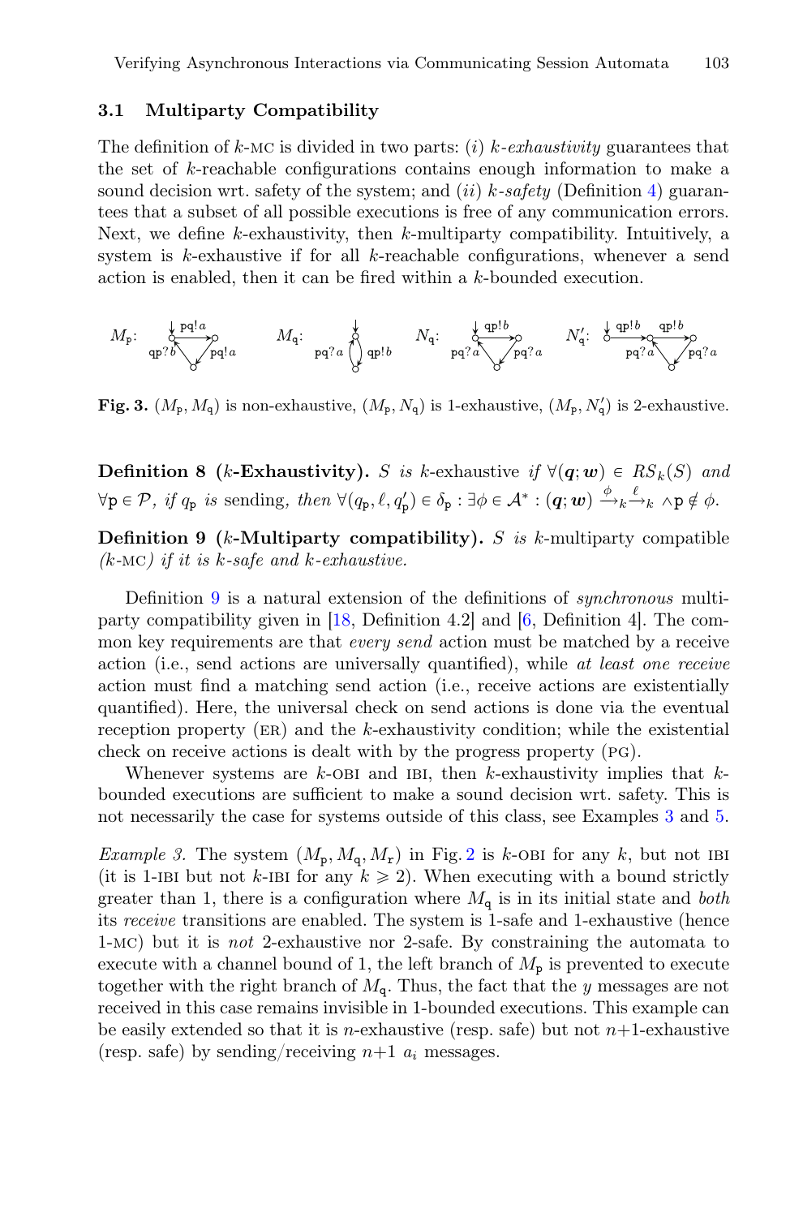### 3.1 Multiparty Compatibility

The definition of $k$-MC is divided in two parts: $(i)$ $k$-*exhaustivity* guarantees that the set of $k$-reachable configurations contains enough information to make a sound decision wrt. safety of the system; and $(ii)$ $k$-*safety* (Definition 4) guarantees that a subset of all possible executions is free of any communication errors. Next, we define $k$-exhaustivity, then $k$-multiparty compatibility. Intuitively, a system is $k$-exhaustive if for all $k$-reachable configurations, whenever a send action is enabled, then it can be fired within a $k$-bounded execution.

**Fig. 3.** $(M_\mathtt{p}, M_\mathtt{q})$ is non-exhaustive, $(M_\mathtt{p}, N_\mathtt{q})$ is 1-exhaustive, $(M_\mathtt{p}, N'_\mathtt{q})$ is 2-exhaustive.

**Definition 8 ($k$-Exhaustivity).** *$S$ is* $k$-exhaustive *if* $\forall(\boldsymbol{q};\boldsymbol{w}) \in RS_k(S)$ *and* $\forall \mathtt{p} \in \mathcal{P}$, *if* $q_\mathtt{p}$ *is* sending, *then* $\forall(q_\mathtt{p}, \ell, q'_\mathtt{p}) \in \delta_\mathtt{p} : \exists \phi \in \mathcal{A}^* : (\boldsymbol{q};\boldsymbol{w}) \xrightarrow{\phi}_k \xrightarrow{\ell}_k \wedge \mathtt{p} \notin \phi$.

**Definition 9 ($k$-Multiparty compatibility).** *$S$ is $k$-multiparty compatible ($k$-MC) if it is $k$-safe and $k$-exhaustive.*

Definition 9 is a natural extension of the definitions of *synchronous* multiparty compatibility given in [18, Definition 4.2] and [6, Definition 4]. The common key requirements are that *every send* action must be matched by a receive action (i.e., send actions are universally quantified), while *at least one receive* action must find a matching send action (i.e., receive actions are existentially quantified). Here, the universal check on send actions is done via the eventual reception property (ER) and the $k$-exhaustivity condition; while the existential check on receive actions is dealt with by the progress property (PG).

Whenever systems are $k$-OBI and IBI, then $k$-exhaustivity implies that $k$-bounded executions are sufficient to make a sound decision wrt. safety. This is not necessarily the case for systems outside of this class, see Examples 3 and 5.

*Example 3.* The system $(M_\mathtt{p}, M_\mathtt{q}, M_\mathtt{r})$ in Fig. 2 is $k$-OBI for any $k$, but not IBI (it is 1-IBI but not $k$-IBI for any $k \geqslant 2$). When executing with a bound strictly greater than 1, there is a configuration where $M_\mathtt{q}$ is in its initial state and *both* its *receive* transitions are enabled. The system is 1-safe and 1-exhaustive (hence 1-MC) but it is *not* 2-exhaustive nor 2-safe. By constraining the automata to execute with a channel bound of 1, the left branch of $M_\mathtt{p}$ is prevented to execute together with the right branch of $M_\mathtt{q}$. Thus, the fact that the $y$ messages are not received in this case remains invisible in 1-bounded executions. This example can be easily extended so that it is $n$-exhaustive (resp. safe) but not $n{+}1$-exhaustive (resp. safe) by sending/receiving $n{+}1$ $a_i$ messages.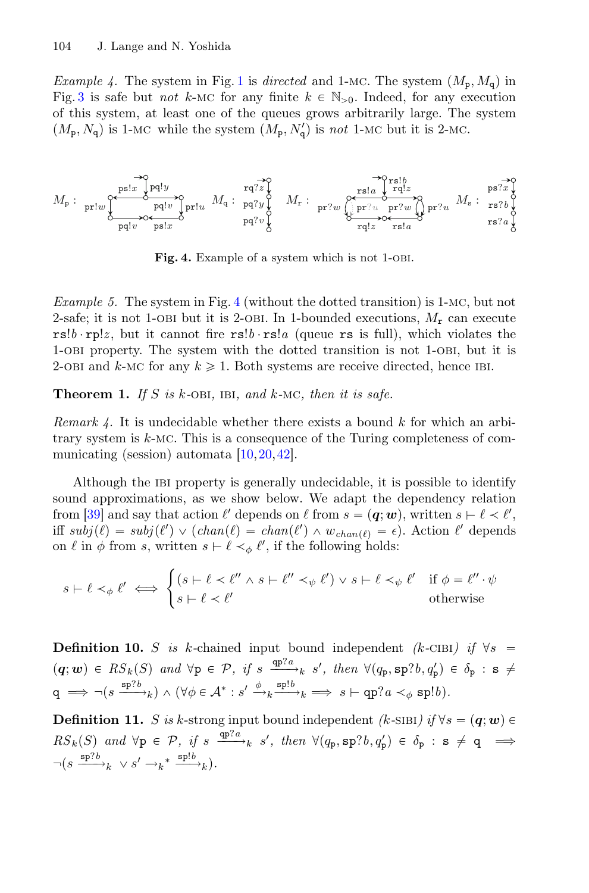*Example 4.* The system in Fig. 1 is *directed* and 1-MC. The system $(M_\mathtt{p}, M_\mathtt{q})$ in Fig. 3 is safe but *not* $k$-MC for any finite $k \in \mathbb{N}_{>0}$. Indeed, for any execution of this system, at least one of the queues grows arbitrarily large. The system $(M_\mathtt{p}, N_\mathtt{q})$ is 1-MC while the system $(M_\mathtt{p}, N'_\mathtt{q})$ is *not* 1-MC but it is 2-MC.

**Fig. 4.** Example of a system which is not 1-OBI.

*Example 5.* The system in Fig. 4 (without the dotted transition) is 1-MC, but not 2-safe; it is not 1-OBI but it is 2-OBI. In 1-bounded executions, $M_\mathtt{r}$ can execute $\mathtt{rs}!b \cdot \mathtt{rp}!z$, but it cannot fire $\mathtt{rs}!b \cdot \mathtt{rs}!a$ (queue $\mathtt{rs}$ is full), which violates the 1-OBI property. The system with the dotted transition is not 1-OBI, but it is 2-OBI and $k$-MC for any $k \geqslant 1$. Both systems are receive directed, hence IBI.

**Theorem 1.** *If $S$ is $k$-OBI, IBI, and $k$-MC, then it is safe.*

*Remark 4.* It is undecidable whether there exists a bound $k$ for which an arbitrary system is $k$-MC. This is a consequence of the Turing completeness of communicating (session) automata [10,20,42].

Although the IBI property is generally undecidable, it is possible to identify sound approximations, as we show below. We adapt the dependency relation from [39] and say that action $\ell'$ depends on $\ell$ from $s = (\boldsymbol{q}; \boldsymbol{w})$, written $s \vdash \ell \prec \ell'$, iff $subj(\ell) = subj(\ell') \vee (chan(\ell) = chan(\ell') \wedge w_{chan(\ell)} = \epsilon)$. Action $\ell'$ depends on $\ell$ in $\phi$ from $s$, written $s \vdash \ell \prec_\phi \ell'$, if the following holds:

$$
s \vdash \ell \prec_\phi \ell' \iff \begin{cases} (s \vdash \ell \prec \ell'' \wedge s \vdash \ell'' \prec_\psi \ell') \vee s \vdash \ell \prec_\psi \ell' & \text{if } \phi = \ell'' \cdot \psi \\ s \vdash \ell \prec \ell' & \text{otherwise} \end{cases}
$$

**Definition 10.** *$S$ is $k$-chained input bound independent ($k$-CIBI) if $\forall s = (\boldsymbol{q}; \boldsymbol{w}) \in RS_k(S)$ and $\forall \mathtt{p} \in \mathcal{P}$, if $s \xrightarrow{\mathtt{qp}?a}_k s'$, then $\forall (q_\mathtt{p}, \mathtt{sp}?b, q'_\mathtt{p}) \in \delta_\mathtt{p} : \mathtt{s} \neq \mathtt{q} \implies \neg(s \xrightarrow{\mathtt{sp}?b}_k) \wedge (\forall \phi \in \mathcal{A}^* : s' \xrightarrow{\phi}_k \xrightarrow{\mathtt{sp}!b}_k \implies s \vdash \mathtt{qp}?a \prec_\phi \mathtt{sp}!b)$.*

**Definition 11.** *$S$ is $k$-strong input bound independent ($k$-SIBI) if $\forall s = (\boldsymbol{q}; \boldsymbol{w}) \in RS_k(S)$ and $\forall \mathtt{p} \in \mathcal{P}$, if $s \xrightarrow{\mathtt{qp}?a}_k s'$, then $\forall (q_\mathtt{p}, \mathtt{sp}?b, q'_\mathtt{p}) \in \delta_\mathtt{p} : \mathtt{s} \neq \mathtt{q} \implies \neg(s \xrightarrow{\mathtt{sp}?b}_k \vee s' \rightarrow_k^* \xrightarrow{\mathtt{sp}!b}_k)$.*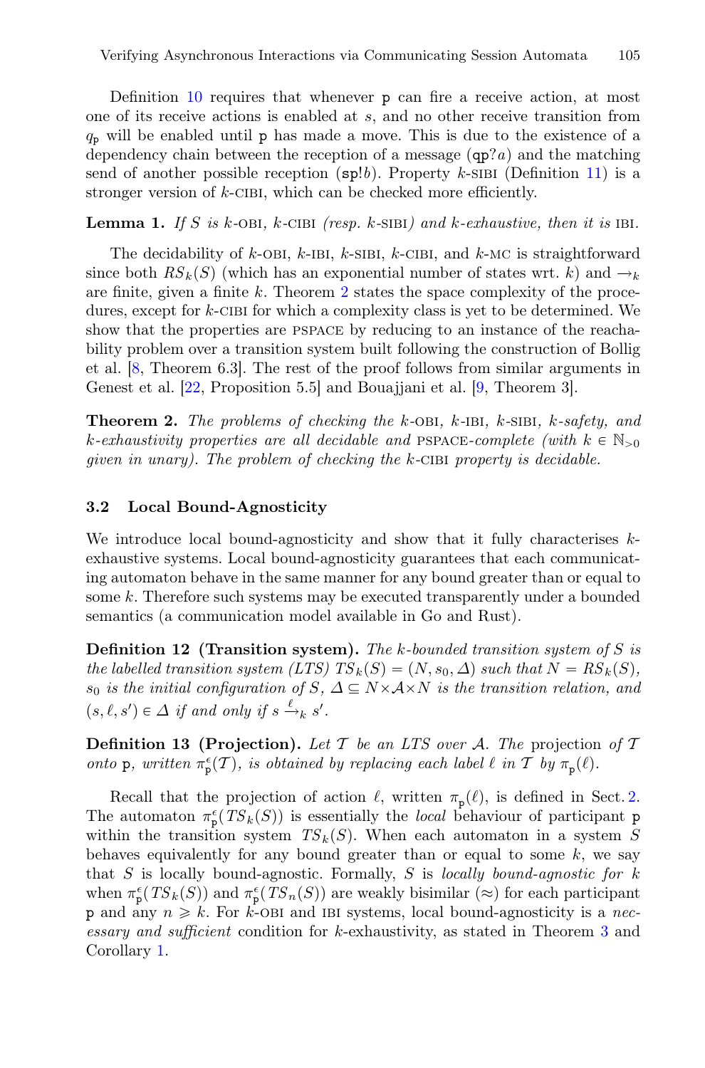Definition 10 requires that whenever p can fire a receive action, at most one of its receive actions is enabled at $s$, and no other receive transition from $q_{\mathtt{p}}$ will be enabled until p has made a move. This is due to the existence of a dependency chain between the reception of a message ($\mathtt{qp}?a$) and the matching send of another possible reception ($\mathtt{sp}!b$). Property $k$-SIBI (Definition 11) is a stronger version of $k$-CIBI, which can be checked more efficiently.

**Lemma 1.** *If $S$ is $k$-OBI, $k$-CIBI (resp. $k$-SIBI) and $k$-exhaustive, then it is IBI.*

The decidability of $k$-OBI, $k$-IBI, $k$-SIBI, $k$-CIBI, and $k$-MC is straightforward since both $RS_k(S)$ (which has an exponential number of states wrt. $k$) and $\rightarrow_k$ are finite, given a finite $k$. Theorem 2 states the space complexity of the procedures, except for $k$-CIBI for which a complexity class is yet to be determined. We show that the properties are PSPACE by reducing to an instance of the reachability problem over a transition system built following the construction of Bollig et al. [8, Theorem 6.3]. The rest of the proof follows from similar arguments in Genest et al. [22, Proposition 5.5] and Bouajjani et al. [9, Theorem 3].

**Theorem 2.** *The problems of checking the $k$-OBI, $k$-IBI, $k$-SIBI, $k$-safety, and $k$-exhaustivity properties are all decidable and PSPACE-complete (with $k \in \mathbb{N}_{>0}$ given in unary). The problem of checking the $k$-CIBI property is decidable.*

### 3.2 Local Bound-Agnosticity

We introduce local bound-agnosticity and show that it fully characterises $k$-exhaustive systems. Local bound-agnosticity guarantees that each communicating automaton behave in the same manner for any bound greater than or equal to some $k$. Therefore such systems may be executed transparently under a bounded semantics (a communication model available in Go and Rust).

**Definition 12 (Transition system).** *The $k$-bounded transition system of $S$ is the labelled transition system (LTS) $TS_k(S) = (N, s_0, \Delta)$ such that $N = RS_k(S)$, $s_0$ is the initial configuration of $S$, $\Delta \subseteq N \times \mathcal{A} \times N$ is the transition relation, and $(s, \ell, s') \in \Delta$ if and only if $s \xrightarrow{\ell}_k s'$.*

**Definition 13 (Projection).** *Let $\mathcal{T}$ be an LTS over $\mathcal{A}$. The* projection *of $\mathcal{T}$ onto p, written $\pi^{\epsilon}_{\mathtt{p}}(\mathcal{T})$, is obtained by replacing each label $\ell$ in $\mathcal{T}$ by $\pi_{\mathtt{p}}(\ell)$.*

Recall that the projection of action $\ell$, written $\pi_{\mathtt{p}}(\ell)$, is defined in Sect. 2. The automaton $\pi^{\epsilon}_{\mathtt{p}}(TS_k(S))$ is essentially the *local* behaviour of participant p within the transition system $TS_k(S)$. When each automaton in a system $S$ behaves equivalently for any bound greater than or equal to some $k$, we say that $S$ is locally bound-agnostic. Formally, $S$ is *locally bound-agnostic for $k$* when $\pi^{\epsilon}_{\mathtt{p}}(TS_k(S))$ and $\pi^{\epsilon}_{\mathtt{p}}(TS_n(S))$ are weakly bisimilar ($\approx$) for each participant p and any $n \geqslant k$. For $k$-OBI and IBI systems, local bound-agnosticity is a *necessary and sufficient* condition for $k$-exhaustivity, as stated in Theorem 3 and Corollary 1.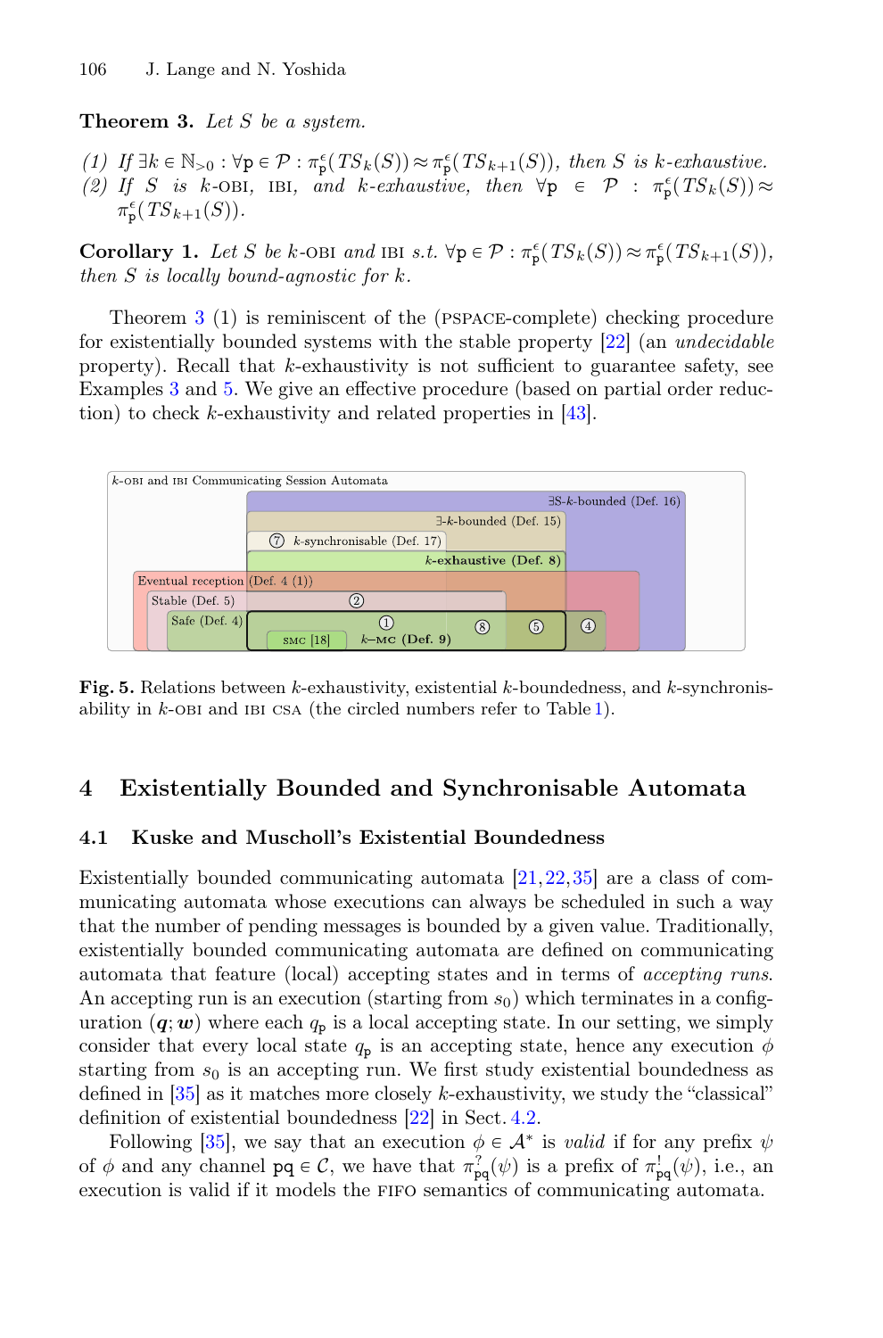**Theorem 3.** *Let $S$ be a system.*

*(1) If $\exists k \in \mathbb{N}_{>0} : \forall \mathtt{p} \in \mathcal{P} : \pi^{\epsilon}_{\mathtt{p}}(TS_k(S)) \approx \pi^{\epsilon}_{\mathtt{p}}(TS_{k+1}(S))$, then $S$ is $k$-exhaustive.*
*(2) If $S$ is $k$-OBI, IBI, and $k$-exhaustive, then $\forall \mathtt{p} \in \mathcal{P} : \pi^{\epsilon}_{\mathtt{p}}(TS_k(S)) \approx \pi^{\epsilon}_{\mathtt{p}}(TS_{k+1}(S))$.*

**Corollary 1.** *Let $S$ be $k$-OBI and IBI s.t. $\forall \mathtt{p} \in \mathcal{P} : \pi^{\epsilon}_{\mathtt{p}}(TS_k(S)) \approx \pi^{\epsilon}_{\mathtt{p}}(TS_{k+1}(S))$, then $S$ is locally bound-agnostic for $k$.*

Theorem 3 (1) is reminiscent of the (PSPACE-complete) checking procedure for existentially bounded systems with the stable property [22] (an *undecidable* property). Recall that $k$-exhaustivity is not sufficient to guarantee safety, see Examples 3 and 5. We give an effective procedure (based on partial order reduction) to check $k$-exhaustivity and related properties in [43].

**Fig. 5.** Relations between $k$-exhaustivity, existential $k$-boundedness, and $k$-synchronisability in $k$-OBI and IBI CSA (the circled numbers refer to Table 1).

## 4 Existentially Bounded and Synchronisable Automata

### 4.1 Kuske and Muscholl's Existential Boundedness

Existentially bounded communicating automata [21,22,35] are a class of communicating automata whose executions can always be scheduled in such a way that the number of pending messages is bounded by a given value. Traditionally, existentially bounded communicating automata are defined on communicating automata that feature (local) accepting states and in terms of *accepting runs*. An accepting run is an execution (starting from $s_0$) which terminates in a configuration $(\boldsymbol{q}; \boldsymbol{w})$ where each $q_{\mathtt{p}}$ is a local accepting state. In our setting, we simply consider that every local state $q_{\mathtt{p}}$ is an accepting state, hence any execution $\phi$ starting from $s_0$ is an accepting run. We first study existential boundedness as defined in [35] as it matches more closely $k$-exhaustivity, we study the "classical" definition of existential boundedness [22] in Sect. 4.2.

Following [35], we say that an execution $\phi \in \mathcal{A}^*$ is *valid* if for any prefix $\psi$ of $\phi$ and any channel $\mathtt{pq} \in \mathcal{C}$, we have that $\pi^{?}_{\mathtt{pq}}(\psi)$ is a prefix of $\pi^{!}_{\mathtt{pq}}(\psi)$, i.e., an execution is valid if it models the FIFO semantics of communicating automata.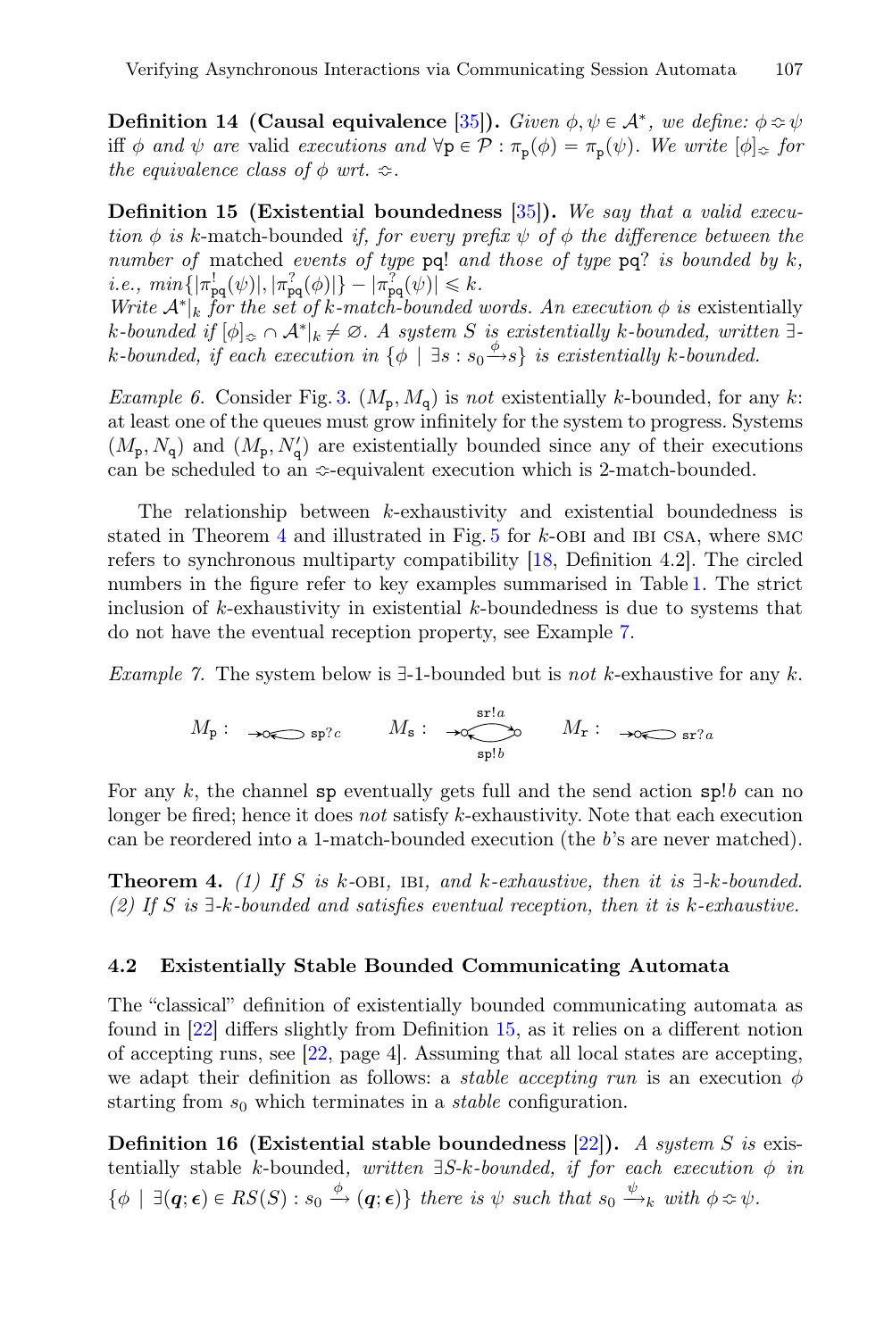**Definition 14 (Causal equivalence** [35]**).** *Given $\phi, \psi \in \mathcal{A}^*$, we define: $\phi \mathrel{\diamond} \psi$ iff $\phi$ and $\psi$ are* valid *executions and $\forall \mathtt{p} \in \mathcal{P} : \pi_{\mathtt{p}}(\phi) = \pi_{\mathtt{p}}(\psi)$. We write $[\phi]_{\diamond}$ for the equivalence class of $\phi$ wrt. $\diamond$.*

**Definition 15 (Existential boundedness** [35]**).** *We say that a valid execution $\phi$ is $k$-*match-bounded *if, for every prefix $\psi$ of $\phi$ the difference between the number of* matched *events of type $\mathtt{pq}!$ and those of type $\mathtt{pq}?$ is bounded by $k$, i.e., $min\{|\pi^{!}_{\mathtt{pq}}(\psi)|, |\pi^{?}_{\mathtt{pq}}(\phi)|\} - |\pi^{?}_{\mathtt{pq}}(\psi)| \leqslant k$.*
*Write $\mathcal{A}^*|_k$ for the set of $k$-match-bounded words. An execution $\phi$ is* existentially *$k$-bounded if $[\phi]_{\diamond} \cap \mathcal{A}^*|_k \neq \varnothing$. A system $S$ is existentially $k$-bounded, written $\exists$-$k$-bounded, if each execution in $\{\phi \mid \exists s : s_0 \xrightarrow{\phi} s\}$ is existentially $k$-bounded.*

*Example 6.* Consider Fig. 3. $(M_{\mathtt{p}}, M_{\mathtt{q}})$ is *not* existentially $k$-bounded, for any $k$: at least one of the queues must grow infinitely for the system to progress. Systems $(M_{\mathtt{p}}, N_{\mathtt{q}})$ and $(M_{\mathtt{p}}, N'_{\mathtt{q}})$ are existentially bounded since any of their executions can be scheduled to an $\diamond$-equivalent execution which is 2-match-bounded.

The relationship between $k$-exhaustivity and existential boundedness is stated in Theorem 4 and illustrated in Fig. 5 for $k$-OBI and IBI CSA, where SMC refers to synchronous multiparty compatibility [18, Definition 4.2]. The circled numbers in the figure refer to key examples summarised in Table 1. The strict inclusion of $k$-exhaustivity in existential $k$-boundedness is due to systems that do not have the eventual reception property, see Example 7.

*Example 7.* The system below is $\exists$-1-bounded but is *not* $k$-exhaustive for any $k$.

$M_{\mathtt{p}}$ : (single state with self-loop $\mathtt{sp}?c$) $\quad M_{\mathtt{s}}$ : (two states: $\mathtt{sr}!a$ forward, $\mathtt{sp}!b$ back) $\quad M_{\mathtt{r}}$ : (single state with self-loop $\mathtt{sr}?a$)

For any $k$, the channel $\mathtt{sp}$ eventually gets full and the send action $\mathtt{sp}!b$ can no longer be fired; hence it does *not* satisfy $k$-exhaustivity. Note that each execution can be reordered into a 1-match-bounded execution (the $b$'s are never matched).

**Theorem 4.** *(1) If $S$ is $k$-*OBI*,* IBI*, and $k$-exhaustive, then it is $\exists$-$k$-bounded. (2) If $S$ is $\exists$-$k$-bounded and satisfies eventual reception, then it is $k$-exhaustive.*

### 4.2 Existentially Stable Bounded Communicating Automata

The "classical" definition of existentially bounded communicating automata as found in [22] differs slightly from Definition 15, as it relies on a different notion of accepting runs, see [22, page 4]. Assuming that all local states are accepting, we adapt their definition as follows: a *stable accepting run* is an execution $\phi$ starting from $s_0$ which terminates in a *stable* configuration.

**Definition 16 (Existential stable boundedness** [22]**).** *A system $S$ is* existentially stable $k$-bounded*, written $\exists S$-$k$-bounded, if for each execution $\phi$ in $\{\phi \mid \exists(\boldsymbol{q}; \boldsymbol{\epsilon}) \in RS(S) : s_0 \xrightarrow{\phi} (\boldsymbol{q}; \boldsymbol{\epsilon})\}$ there is $\psi$ such that $s_0 \xrightarrow{\psi}_k$ with $\phi \mathrel{\diamond} \psi$.*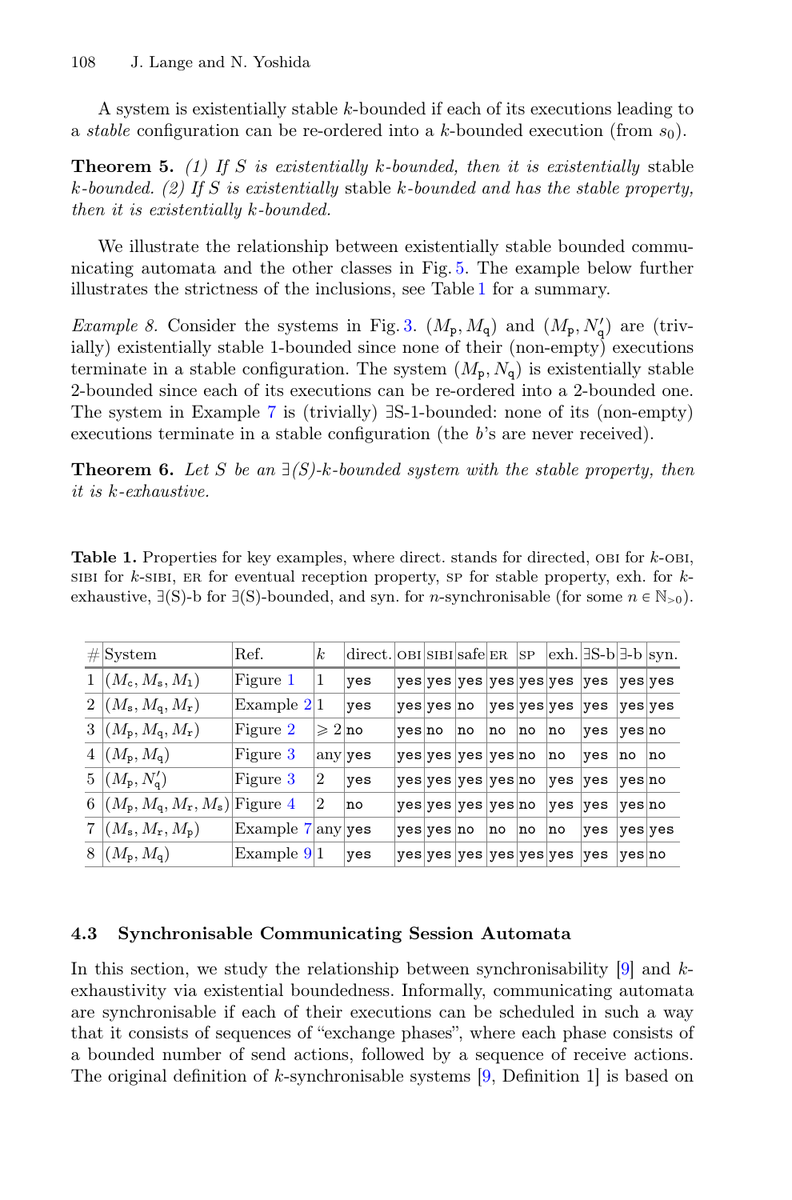A system is existentially stable $k$-bounded if each of its executions leading to a *stable* configuration can be re-ordered into a $k$-bounded execution (from $s_0$).

**Theorem 5.** *(1) If $S$ is existentially $k$-bounded, then it is existentially* stable *$k$-bounded. (2) If $S$ is existentially* stable *$k$-bounded and has the stable property, then it is existentially $k$-bounded.*

We illustrate the relationship between existentially stable bounded communicating automata and the other classes in Fig. 5. The example below further illustrates the strictness of the inclusions, see Table 1 for a summary.

*Example 8.* Consider the systems in Fig. 3. $(M_{\mathtt{p}}, M_{\mathtt{q}})$ and $(M_{\mathtt{p}}, N'_{\mathtt{q}})$ are (trivially) existentially stable 1-bounded since none of their (non-empty) executions terminate in a stable configuration. The system $(M_{\mathtt{p}}, N_{\mathtt{q}})$ is existentially stable 2-bounded since each of its executions can be re-ordered into a 2-bounded one. The system in Example 7 is (trivially) ∃S-1-bounded: none of its (non-empty) executions terminate in a stable configuration (the $b$'s are never received).

**Theorem 6.** *Let $S$ be an ∃(S)-$k$-bounded system with the stable property, then it is $k$-exhaustive.*

**Table 1.** Properties for key examples, where direct. stands for directed, OBI for $k$-OBI, SIBI for $k$-SIBI, ER for eventual reception property, SP for stable property, exh. for $k$-exhaustive, ∃(S)-b for ∃(S)-bounded, and syn. for $n$-synchronisable (for some $n \in \mathbb{N}_{>0}$).

| # | System | Ref. | $k$ | direct. | OBI | SIBI | safe | ER | SP | exh. | ∃S-b | ∃-b | syn. |
|---|---|---|---|---|---|---|---|---|---|---|---|---|---|
| 1 | $(M_{\mathtt{c}}, M_{\mathtt{s}}, M_{\mathtt{l}})$ | Figure 1 | 1 | yes | yes | yes | yes | yes | yes | yes | yes | yes | yes |
| 2 | $(M_{\mathtt{s}}, M_{\mathtt{q}}, M_{\mathtt{r}})$ | Example 2 | 1 | yes | yes | yes | no | yes | yes | yes | yes | yes | yes |
| 3 | $(M_{\mathtt{p}}, M_{\mathtt{q}}, M_{\mathtt{r}})$ | Figure 2 | $\geqslant 2$ | no | yes | no | no | no | no | no | yes | yes | no |
| 4 | $(M_{\mathtt{p}}, M_{\mathtt{q}})$ | Figure 3 | any | yes | yes | yes | yes | yes | no | no | yes | no | no |
| 5 | $(M_{\mathtt{p}}, N'_{\mathtt{q}})$ | Figure 3 | 2 | yes | yes | yes | yes | yes | no | yes | yes | yes | no |
| 6 | $(M_{\mathtt{p}}, M_{\mathtt{q}}, M_{\mathtt{r}}, M_{\mathtt{s}})$ | Figure 4 | 2 | no | yes | yes | yes | yes | no | yes | yes | yes | no |
| 7 | $(M_{\mathtt{s}}, M_{\mathtt{r}}, M_{\mathtt{p}})$ | Example 7 | any | yes | yes | yes | no | no | no | no | yes | yes | yes |
| 8 | $(M_{\mathtt{p}}, M_{\mathtt{q}})$ | Example 9 | 1 | yes | yes | yes | yes | yes | yes | yes | yes | yes | no |

### 4.3 Synchronisable Communicating Session Automata

In this section, we study the relationship between synchronisability [9] and $k$-exhaustivity via existential boundedness. Informally, communicating automata are synchronisable if each of their executions can be scheduled in such a way that it consists of sequences of "exchange phases", where each phase consists of a bounded number of send actions, followed by a sequence of receive actions. The original definition of $k$-synchronisable systems [9, Definition 1] is based on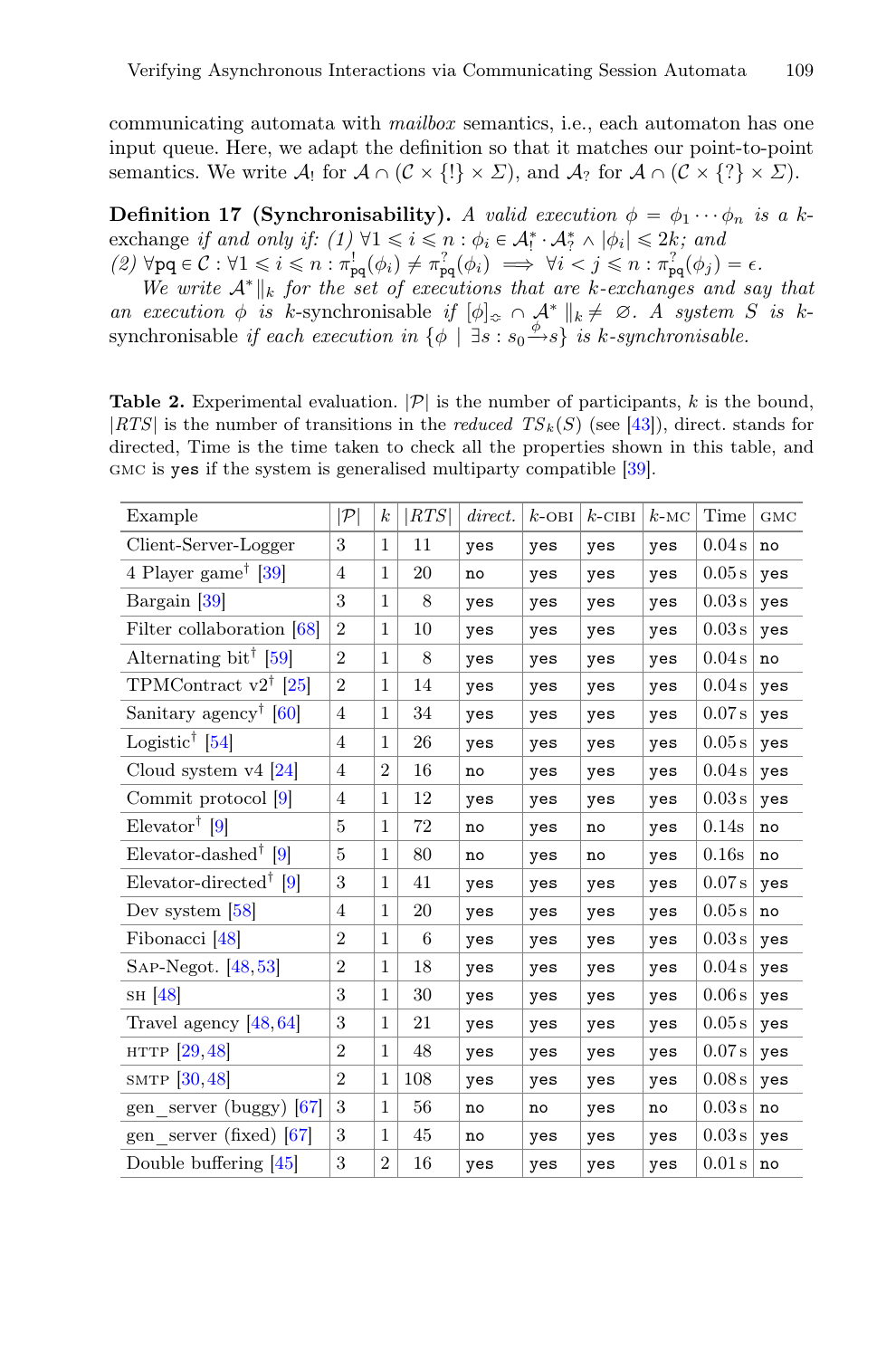communicating automata with *mailbox* semantics, i.e., each automaton has one input queue. Here, we adapt the definition so that it matches our point-to-point semantics. We write $\mathcal{A}_!$ for $\mathcal{A} \cap (\mathcal{C} \times \{!\} \times \Sigma)$, and $\mathcal{A}_?$ for $\mathcal{A} \cap (\mathcal{C} \times \{?\} \times \Sigma)$.

**Definition 17 (Synchronisability).** *A valid execution $\phi = \phi_1 \cdots \phi_n$ is a k-*exchange *if and only if: (1) $\forall 1 \leqslant i \leqslant n : \phi_i \in \mathcal{A}_!^* \cdot \mathcal{A}_?^* \wedge |\phi_i| \leqslant 2k$; and (2) $\forall \mathtt{pq} \in \mathcal{C} : \forall 1 \leqslant i \leqslant n : \pi^!_{\mathtt{pq}}(\phi_i) \neq \pi^?_{\mathtt{pq}}(\phi_i) \implies \forall i < j \leqslant n : \pi^?_{\mathtt{pq}}(\phi_j) = \epsilon$.*

*We write $\mathcal{A}^* \|_k$ for the set of executions that are k-exchanges and say that an execution $\phi$ is* k-synchronisable *if $[\phi]_{\approx} \cap \mathcal{A}^* \|_k \neq \varnothing$. A system S is* k-synchronisable *if each execution in $\{\phi \mid \exists s : s_0 \xrightarrow{\phi} s\}$ is k-synchronisable.*

**Table 2.** Experimental evaluation. $|\mathcal{P}|$ is the number of participants, $k$ is the bound, $|RTS|$ is the number of transitions in the *reduced* $TS_k(S)$ (see [43]), direct. stands for directed, Time is the time taken to check all the properties shown in this table, and GMC is yes if the system is generalised multiparty compatible [39].

| Example | $\|\mathcal{P}\|$ | $k$ | $\|RTS\|$ | *direct.* | $k$-OBI | $k$-CIBI | $k$-MC | Time | GMC |
|---|---|---|---|---|---|---|---|---|---|
| Client-Server-Logger | 3 | 1 | 11 | yes | yes | yes | yes | 0.04 s | no |
| 4 Player game† [39] | 4 | 1 | 20 | no | yes | yes | yes | 0.05 s | yes |
| Bargain [39] | 3 | 1 | 8 | yes | yes | yes | yes | 0.03 s | yes |
| Filter collaboration [68] | 2 | 1 | 10 | yes | yes | yes | yes | 0.03 s | yes |
| Alternating bit† [59] | 2 | 1 | 8 | yes | yes | yes | yes | 0.04 s | no |
| TPMContract v2† [25] | 2 | 1 | 14 | yes | yes | yes | yes | 0.04 s | yes |
| Sanitary agency† [60] | 4 | 1 | 34 | yes | yes | yes | yes | 0.07 s | yes |
| Logistic† [54] | 4 | 1 | 26 | yes | yes | yes | yes | 0.05 s | yes |
| Cloud system v4 [24] | 4 | 2 | 16 | no | yes | yes | yes | 0.04 s | yes |
| Commit protocol [9] | 4 | 1 | 12 | yes | yes | yes | yes | 0.03 s | yes |
| Elevator† [9] | 5 | 1 | 72 | no | yes | no | yes | 0.14s | no |
| Elevator-dashed† [9] | 5 | 1 | 80 | no | yes | no | yes | 0.16s | no |
| Elevator-directed† [9] | 3 | 1 | 41 | yes | yes | yes | yes | 0.07 s | yes |
| Dev system [58] | 4 | 1 | 20 | yes | yes | yes | yes | 0.05 s | no |
| Fibonacci [48] | 2 | 1 | 6 | yes | yes | yes | yes | 0.03 s | yes |
| SAP-Negot. [48,53] | 2 | 1 | 18 | yes | yes | yes | yes | 0.04 s | yes |
| SH [48] | 3 | 1 | 30 | yes | yes | yes | yes | 0.06 s | yes |
| Travel agency [48,64] | 3 | 1 | 21 | yes | yes | yes | yes | 0.05 s | yes |
| HTTP [29,48] | 2 | 1 | 48 | yes | yes | yes | yes | 0.07 s | yes |
| SMTP [30,48] | 2 | 1 | 108 | yes | yes | yes | yes | 0.08 s | yes |
| gen_server (buggy) [67] | 3 | 1 | 56 | no | no | yes | no | 0.03 s | no |
| gen_server (fixed) [67] | 3 | 1 | 45 | no | yes | yes | yes | 0.03 s | yes |
| Double buffering [45] | 3 | 2 | 16 | yes | yes | yes | yes | 0.01 s | no |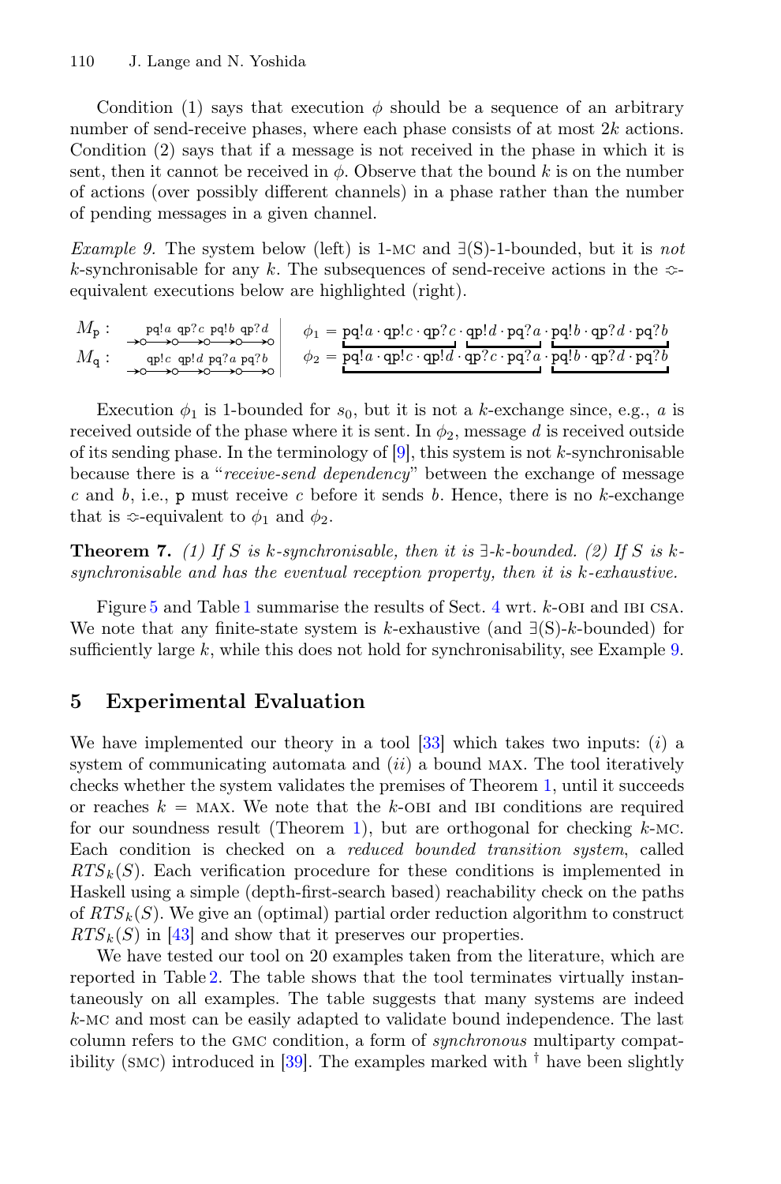Condition (1) says that execution $\phi$ should be a sequence of an arbitrary number of send-receive phases, where each phase consists of at most $2k$ actions. Condition (2) says that if a message is not received in the phase in which it is sent, then it cannot be received in $\phi$. Observe that the bound $k$ is on the number of actions (over possibly different channels) in a phase rather than the number of pending messages in a given channel.

*Example 9.* The system below (left) is 1-MC and $\exists$(S)-1-bounded, but it is *not* $k$-synchronisable for any $k$. The subsequences of send-receive actions in the $\Leftrightarrow$-equivalent executions below are highlighted (right).

$$M_{\mathtt{p}}: \; \rightarrow\circ \xrightarrow{\mathtt{pq}!a} \circ \xrightarrow{\mathtt{qp}?c} \circ \xrightarrow{\mathtt{pq}!b} \circ \xrightarrow{\mathtt{qp}?d} \circ \qquad \phi_1 = \underbrace{\mathtt{pq}!a \cdot \mathtt{qp}!c \cdot \mathtt{qp}?c}\cdot \underbrace{\mathtt{qp}!d \cdot \mathtt{pq}?a} \cdot \underbrace{\mathtt{pq}!b \cdot \mathtt{qp}?d \cdot \mathtt{pq}?b}$$

$$M_{\mathtt{q}}: \; \rightarrow\circ \xrightarrow{\mathtt{qp}!c} \circ \xrightarrow{\mathtt{qp}!d} \circ \xrightarrow{\mathtt{pq}?a} \circ \xrightarrow{\mathtt{pq}?b} \circ \qquad \phi_2 = \underbrace{\mathtt{pq}!a \cdot \mathtt{qp}!c \cdot \mathtt{qp}!d \cdot \mathtt{qp}?c \cdot \mathtt{pq}?a} \cdot \underbrace{\mathtt{pq}!b \cdot \mathtt{qp}?d \cdot \mathtt{pq}?b}$$

Execution $\phi_1$ is 1-bounded for $s_0$, but it is not a $k$-exchange since, e.g., $a$ is received outside of the phase where it is sent. In $\phi_2$, message $d$ is received outside of its sending phase. In the terminology of [9], this system is not $k$-synchronisable because there is a "*receive-send dependency*" between the exchange of message $c$ and $b$, i.e., $\mathtt{p}$ must receive $c$ before it sends $b$. Hence, there is no $k$-exchange that is $\Leftrightarrow$-equivalent to $\phi_1$ and $\phi_2$.

**Theorem 7.** *(1) If $S$ is $k$-synchronisable, then it is $\exists$-$k$-bounded. (2) If $S$ is $k$-synchronisable and has the eventual reception property, then it is $k$-exhaustive.*

Figure 5 and Table 1 summarise the results of Sect. 4 wrt. $k$-OBI and IBI CSA. We note that any finite-state system is $k$-exhaustive (and $\exists$(S)-$k$-bounded) for sufficiently large $k$, while this does not hold for synchronisability, see Example 9.

## 5 Experimental Evaluation

We have implemented our theory in a tool [33] which takes two inputs: $(i)$ a system of communicating automata and $(ii)$ a bound MAX. The tool iteratively checks whether the system validates the premises of Theorem 1, until it succeeds or reaches $k =$ MAX. We note that the $k$-OBI and IBI conditions are required for our soundness result (Theorem 1), but are orthogonal for checking $k$-MC. Each condition is checked on a *reduced bounded transition system*, called $RTS_k(S)$. Each verification procedure for these conditions is implemented in Haskell using a simple (depth-first-search based) reachability check on the paths of $RTS_k(S)$. We give an (optimal) partial order reduction algorithm to construct $RTS_k(S)$ in [43] and show that it preserves our properties.

We have tested our tool on 20 examples taken from the literature, which are reported in Table 2. The table shows that the tool terminates virtually instantaneously on all examples. The table suggests that many systems are indeed $k$-MC and most can be easily adapted to validate bound independence. The last column refers to the GMC condition, a form of *synchronous* multiparty compatibility (SMC) introduced in [39]. The examples marked with † have been slightly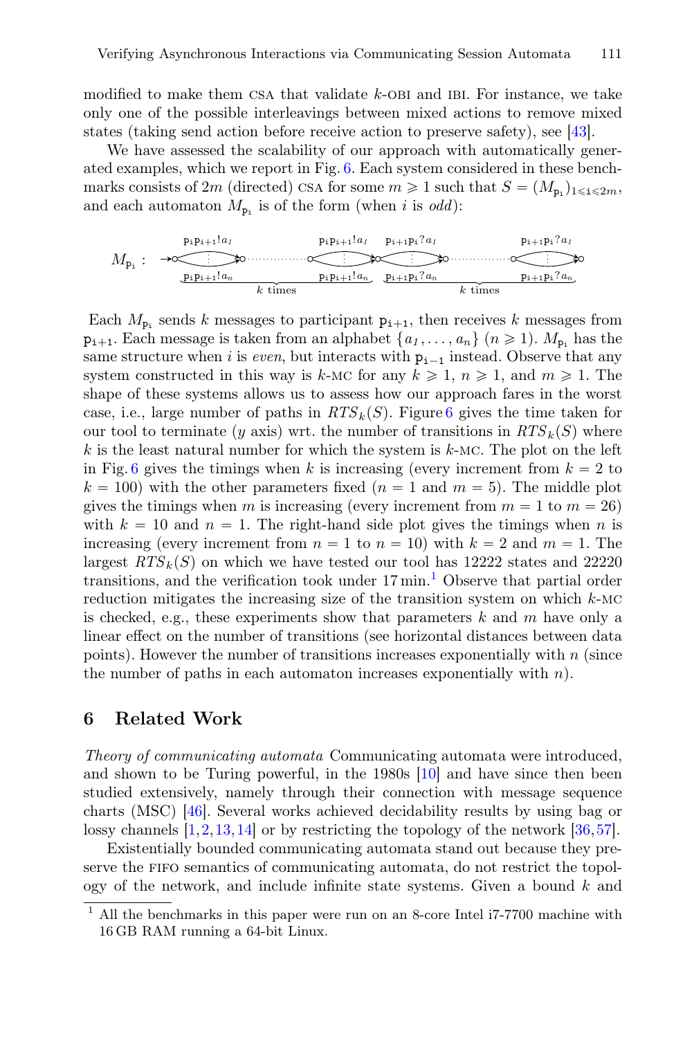modified to make them CSA that validate $k$-OBI and IBI. For instance, we take only one of the possible interleavings between mixed actions to remove mixed states (taking send action before receive action to preserve safety), see [43].

We have assessed the scalability of our approach with automatically generated examples, which we report in Fig. 6. Each system considered in these benchmarks consists of $2m$ (directed) CSA for some $m \geqslant 1$ such that $S = (M_{\mathtt{p_i}})_{1 \leqslant \mathtt{i} \leqslant 2m}$, and each automaton $M_{\mathtt{p_i}}$ is of the form (when $i$ is *odd*):

$$M_{\mathtt{p_i}} : \quad \to \circ \underbrace{\xrightarrow[\mathtt{p_i p_{i+1}}!a_n]{\mathtt{p_i p_{i+1}}!a_1} \circ \cdots\cdots \circ \xrightarrow[\mathtt{p_i p_{i+1}}!a_n]{\mathtt{p_i p_{i+1}}!a_1}}_{k \text{ times}} \circ \underbrace{\xrightarrow[\mathtt{p_{i+1} p_i}?a_n]{\mathtt{p_{i+1} p_i}?a_1} \circ \cdots\cdots \circ \xrightarrow[\mathtt{p_{i+1} p_i}?a_n]{\mathtt{p_{i+1} p_i}?a_1}}_{k \text{ times}} \circ$$

Each $M_{\mathtt{p_i}}$ sends $k$ messages to participant $\mathtt{p_{i+1}}$, then receives $k$ messages from $\mathtt{p_{i+1}}$. Each message is taken from an alphabet $\{a_1, \ldots, a_n\}$ $(n \geqslant 1)$. $M_{\mathtt{p_i}}$ has the same structure when $i$ is *even*, but interacts with $\mathtt{p_{i-1}}$ instead. Observe that any system constructed in this way is $k$-MC for any $k \geqslant 1$, $n \geqslant 1$, and $m \geqslant 1$. The shape of these systems allows us to assess how our approach fares in the worst case, i.e., large number of paths in $RTS_k(S)$. Figure 6 gives the time taken for our tool to terminate ($y$ axis) wrt. the number of transitions in $RTS_k(S)$ where $k$ is the least natural number for which the system is $k$-MC. The plot on the left in Fig. 6 gives the timings when $k$ is increasing (every increment from $k = 2$ to $k = 100$) with the other parameters fixed ($n = 1$ and $m = 5$). The middle plot gives the timings when $m$ is increasing (every increment from $m = 1$ to $m = 26$) with $k = 10$ and $n = 1$. The right-hand side plot gives the timings when $n$ is increasing (every increment from $n = 1$ to $n = 10$) with $k = 2$ and $m = 1$. The largest $RTS_k(S)$ on which we have tested our tool has 12222 states and 22220 transitions, and the verification took under 17 min.[1] Observe that partial order reduction mitigates the increasing size of the transition system on which $k$-MC is checked, e.g., these experiments show that parameters $k$ and $m$ have only a linear effect on the number of transitions (see horizontal distances between data points). However the number of transitions increases exponentially with $n$ (since the number of paths in each automaton increases exponentially with $n$).

## 6 Related Work

*Theory of communicating automata* Communicating automata were introduced, and shown to be Turing powerful, in the 1980s [10] and have since then been studied extensively, namely through their connection with message sequence charts (MSC) [46]. Several works achieved decidability results by using bag or lossy channels [1,2,13,14] or by restricting the topology of the network [36,57].

Existentially bounded communicating automata stand out because they preserve the FIFO semantics of communicating automata, do not restrict the topology of the network, and include infinite state systems. Given a bound $k$ and

[1] All the benchmarks in this paper were run on an 8-core Intel i7-7700 machine with 16 GB RAM running a 64-bit Linux.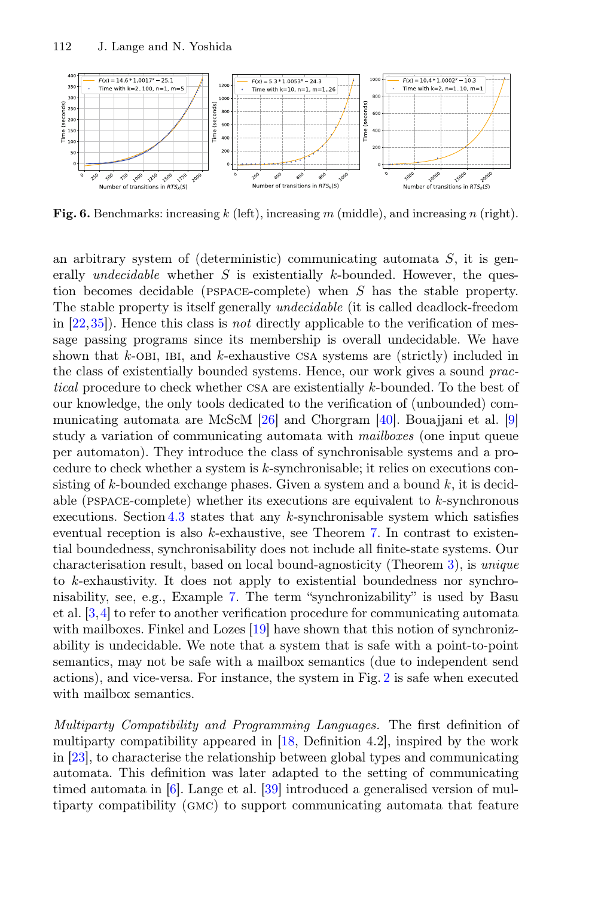**Fig. 6.** Benchmarks: increasing $k$ (left), increasing $m$ (middle), and increasing $n$ (right).

an arbitrary system of (deterministic) communicating automata $S$, it is generally *undecidable* whether $S$ is existentially $k$-bounded. However, the question becomes decidable (PSPACE-complete) when $S$ has the stable property. The stable property is itself generally *undecidable* (it is called deadlock-freedom in [22,35]). Hence this class is *not* directly applicable to the verification of message passing programs since its membership is overall undecidable. We have shown that $k$-OBI, IBI, and $k$-exhaustive CSA systems are (strictly) included in the class of existentially bounded systems. Hence, our work gives a sound *practical* procedure to check whether CSA are existentially $k$-bounded. To the best of our knowledge, the only tools dedicated to the verification of (unbounded) communicating automata are McScM [26] and Chorgram [40]. Bouajjani et al. [9] study a variation of communicating automata with *mailboxes* (one input queue per automaton). They introduce the class of synchronisable systems and a procedure to check whether a system is $k$-synchronisable; it relies on executions consisting of $k$-bounded exchange phases. Given a system and a bound $k$, it is decidable (PSPACE-complete) whether its executions are equivalent to $k$-synchronous executions. Section 4.3 states that any $k$-synchronisable system which satisfies eventual reception is also $k$-exhaustive, see Theorem 7. In contrast to existential boundedness, synchronisability does not include all finite-state systems. Our characterisation result, based on local bound-agnosticity (Theorem 3), is *unique* to $k$-exhaustivity. It does not apply to existential boundedness nor synchronisability, see, e.g., Example 7. The term "synchronizability" is used by Basu et al. [3,4] to refer to another verification procedure for communicating automata with mailboxes. Finkel and Lozes [19] have shown that this notion of synchronizability is undecidable. We note that a system that is safe with a point-to-point semantics, may not be safe with a mailbox semantics (due to independent send actions), and vice-versa. For instance, the system in Fig. 2 is safe when executed with mailbox semantics.

*Multiparty Compatibility and Programming Languages.* The first definition of multiparty compatibility appeared in [18, Definition 4.2], inspired by the work in [23], to characterise the relationship between global types and communicating automata. This definition was later adapted to the setting of communicating timed automata in [6]. Lange et al. [39] introduced a generalised version of multiparty compatibility (GMC) to support communicating automata that feature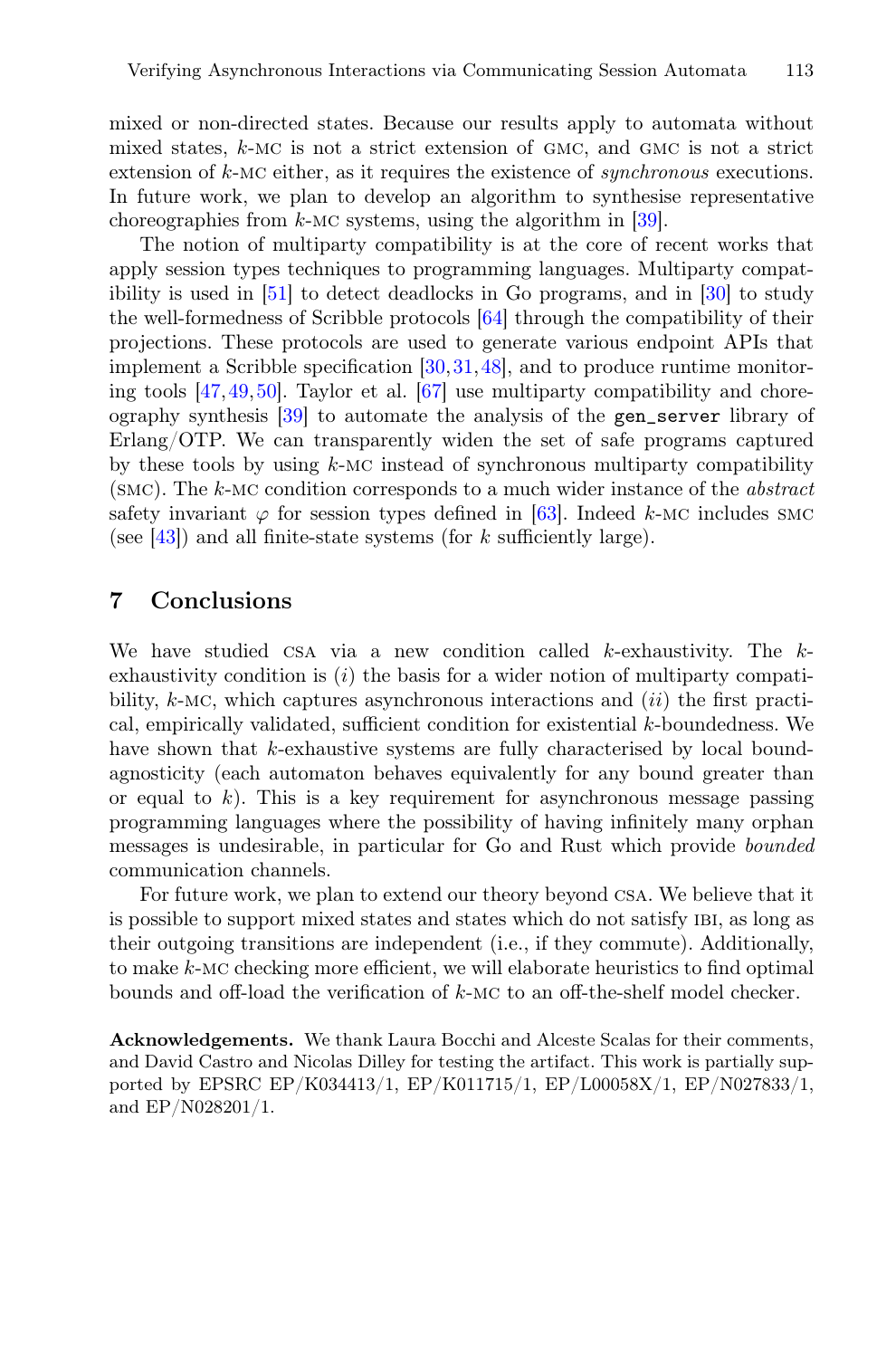mixed or non-directed states. Because our results apply to automata without mixed states, $k$-MC is not a strict extension of GMC, and GMC is not a strict extension of $k$-MC either, as it requires the existence of *synchronous* executions. In future work, we plan to develop an algorithm to synthesise representative choreographies from $k$-MC systems, using the algorithm in [39].

The notion of multiparty compatibility is at the core of recent works that apply session types techniques to programming languages. Multiparty compatibility is used in [51] to detect deadlocks in Go programs, and in [30] to study the well-formedness of Scribble protocols [64] through the compatibility of their projections. These protocols are used to generate various endpoint APIs that implement a Scribble specification [30,31,48], and to produce runtime monitoring tools [47,49,50]. Taylor et al. [67] use multiparty compatibility and choreography synthesis [39] to automate the analysis of the `gen_server` library of Erlang/OTP. We can transparently widen the set of safe programs captured by these tools by using $k$-MC instead of synchronous multiparty compatibility (SMC). The $k$-MC condition corresponds to a much wider instance of the *abstract* safety invariant $\varphi$ for session types defined in [63]. Indeed $k$-MC includes SMC (see [43]) and all finite-state systems (for $k$ sufficiently large).

## 7 Conclusions

We have studied CSA via a new condition called $k$-exhaustivity. The $k$-exhaustivity condition is $(i)$ the basis for a wider notion of multiparty compatibility, $k$-MC, which captures asynchronous interactions and $(ii)$ the first practical, empirically validated, sufficient condition for existential $k$-boundedness. We have shown that $k$-exhaustive systems are fully characterised by local bound-agnosticity (each automaton behaves equivalently for any bound greater than or equal to $k$). This is a key requirement for asynchronous message passing programming languages where the possibility of having infinitely many orphan messages is undesirable, in particular for Go and Rust which provide *bounded* communication channels.

For future work, we plan to extend our theory beyond CSA. We believe that it is possible to support mixed states and states which do not satisfy IBI, as long as their outgoing transitions are independent (i.e., if they commute). Additionally, to make $k$-MC checking more efficient, we will elaborate heuristics to find optimal bounds and off-load the verification of $k$-MC to an off-the-shelf model checker.

**Acknowledgements.** We thank Laura Bocchi and Alceste Scalas for their comments, and David Castro and Nicolas Dilley for testing the artifact. This work is partially supported by EPSRC EP/K034413/1, EP/K011715/1, EP/L00058X/1, EP/N027833/1, and EP/N028201/1.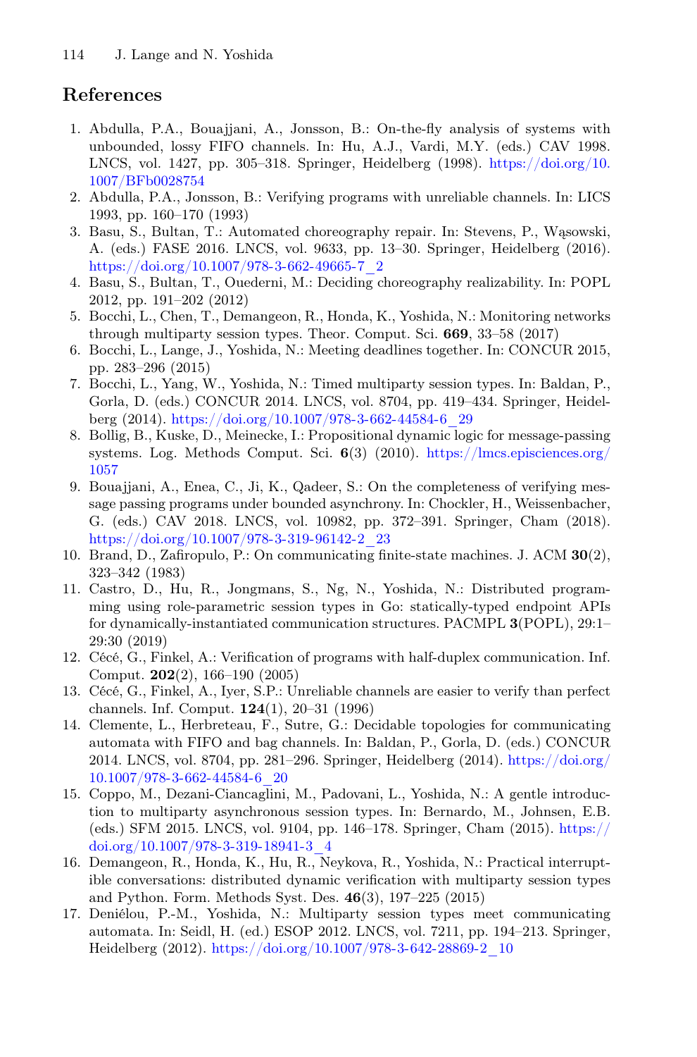## References

1. Abdulla, P.A., Bouajjani, A., Jonsson, B.: On-the-fly analysis of systems with unbounded, lossy FIFO channels. In: Hu, A.J., Vardi, M.Y. (eds.) CAV 1998. LNCS, vol. 1427, pp. 305–318. Springer, Heidelberg (1998). https://doi.org/10.1007/BFb0028754
2. Abdulla, P.A., Jonsson, B.: Verifying programs with unreliable channels. In: LICS 1993, pp. 160–170 (1993)
3. Basu, S., Bultan, T.: Automated choreography repair. In: Stevens, P., Wąsowski, A. (eds.) FASE 2016. LNCS, vol. 9633, pp. 13–30. Springer, Heidelberg (2016). https://doi.org/10.1007/978-3-662-49665-7_2
4. Basu, S., Bultan, T., Ouederni, M.: Deciding choreography realizability. In: POPL 2012, pp. 191–202 (2012)
5. Bocchi, L., Chen, T., Demangeon, R., Honda, K., Yoshida, N.: Monitoring networks through multiparty session types. Theor. Comput. Sci. **669**, 33–58 (2017)
6. Bocchi, L., Lange, J., Yoshida, N.: Meeting deadlines together. In: CONCUR 2015, pp. 283–296 (2015)
7. Bocchi, L., Yang, W., Yoshida, N.: Timed multiparty session types. In: Baldan, P., Gorla, D. (eds.) CONCUR 2014. LNCS, vol. 8704, pp. 419–434. Springer, Heidelberg (2014). https://doi.org/10.1007/978-3-662-44584-6_29
8. Bollig, B., Kuske, D., Meinecke, I.: Propositional dynamic logic for message-passing systems. Log. Methods Comput. Sci. **6**(3) (2010). https://lmcs.episciences.org/1057
9. Bouajjani, A., Enea, C., Ji, K., Qadeer, S.: On the completeness of verifying message passing programs under bounded asynchrony. In: Chockler, H., Weissenbacher, G. (eds.) CAV 2018. LNCS, vol. 10982, pp. 372–391. Springer, Cham (2018). https://doi.org/10.1007/978-3-319-96142-2_23
10. Brand, D., Zafiropulo, P.: On communicating finite-state machines. J. ACM **30**(2), 323–342 (1983)
11. Castro, D., Hu, R., Jongmans, S., Ng, N., Yoshida, N.: Distributed programming using role-parametric session types in Go: statically-typed endpoint APIs for dynamically-instantiated communication structures. PACMPL **3**(POPL), 29:1–29:30 (2019)
12. Cécé, G., Finkel, A.: Verification of programs with half-duplex communication. Inf. Comput. **202**(2), 166–190 (2005)
13. Cécé, G., Finkel, A., Iyer, S.P.: Unreliable channels are easier to verify than perfect channels. Inf. Comput. **124**(1), 20–31 (1996)
14. Clemente, L., Herbreteau, F., Sutre, G.: Decidable topologies for communicating automata with FIFO and bag channels. In: Baldan, P., Gorla, D. (eds.) CONCUR 2014. LNCS, vol. 8704, pp. 281–296. Springer, Heidelberg (2014). https://doi.org/10.1007/978-3-662-44584-6_20
15. Coppo, M., Dezani-Ciancaglini, M., Padovani, L., Yoshida, N.: A gentle introduction to multiparty asynchronous session types. In: Bernardo, M., Johnsen, E.B. (eds.) SFM 2015. LNCS, vol. 9104, pp. 146–178. Springer, Cham (2015). https://doi.org/10.1007/978-3-319-18941-3_4
16. Demangeon, R., Honda, K., Hu, R., Neykova, R., Yoshida, N.: Practical interruptible conversations: distributed dynamic verification with multiparty session types and Python. Form. Methods Syst. Des. **46**(3), 197–225 (2015)
17. Deniélou, P.-M., Yoshida, N.: Multiparty session types meet communicating automata. In: Seidl, H. (ed.) ESOP 2012. LNCS, vol. 7211, pp. 194–213. Springer, Heidelberg (2012). https://doi.org/10.1007/978-3-642-28869-2_10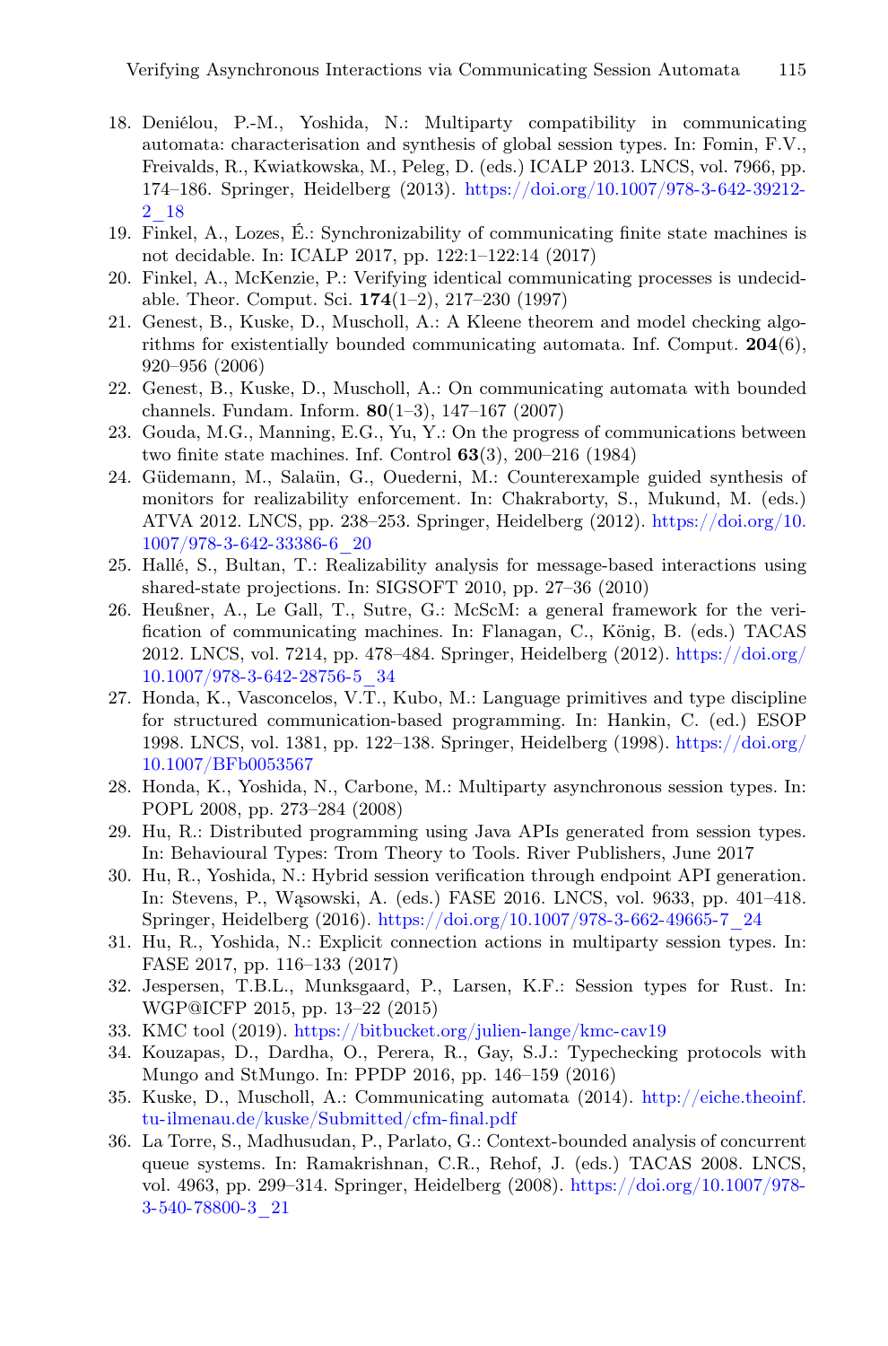18. Deniélou, P.-M., Yoshida, N.: Multiparty compatibility in communicating automata: characterisation and synthesis of global session types. In: Fomin, F.V., Freivalds, R., Kwiatkowska, M., Peleg, D. (eds.) ICALP 2013. LNCS, vol. 7966, pp. 174–186. Springer, Heidelberg (2013). https://doi.org/10.1007/978-3-642-39212-2_18
19. Finkel, A., Lozes, É.: Synchronizability of communicating finite state machines is not decidable. In: ICALP 2017, pp. 122:1–122:14 (2017)
20. Finkel, A., McKenzie, P.: Verifying identical communicating processes is undecidable. Theor. Comput. Sci. **174**(1–2), 217–230 (1997)
21. Genest, B., Kuske, D., Muscholl, A.: A Kleene theorem and model checking algorithms for existentially bounded communicating automata. Inf. Comput. **204**(6), 920–956 (2006)
22. Genest, B., Kuske, D., Muscholl, A.: On communicating automata with bounded channels. Fundam. Inform. **80**(1–3), 147–167 (2007)
23. Gouda, M.G., Manning, E.G., Yu, Y.: On the progress of communications between two finite state machines. Inf. Control **63**(3), 200–216 (1984)
24. Güdemann, M., Salaün, G., Ouederni, M.: Counterexample guided synthesis of monitors for realizability enforcement. In: Chakraborty, S., Mukund, M. (eds.) ATVA 2012. LNCS, pp. 238–253. Springer, Heidelberg (2012). https://doi.org/10.1007/978-3-642-33386-6_20
25. Hallé, S., Bultan, T.: Realizability analysis for message-based interactions using shared-state projections. In: SIGSOFT 2010, pp. 27–36 (2010)
26. Heußner, A., Le Gall, T., Sutre, G.: McScM: a general framework for the verification of communicating machines. In: Flanagan, C., König, B. (eds.) TACAS 2012. LNCS, vol. 7214, pp. 478–484. Springer, Heidelberg (2012). https://doi.org/10.1007/978-3-642-28756-5_34
27. Honda, K., Vasconcelos, V.T., Kubo, M.: Language primitives and type discipline for structured communication-based programming. In: Hankin, C. (ed.) ESOP 1998. LNCS, vol. 1381, pp. 122–138. Springer, Heidelberg (1998). https://doi.org/10.1007/BFb0053567
28. Honda, K., Yoshida, N., Carbone, M.: Multiparty asynchronous session types. In: POPL 2008, pp. 273–284 (2008)
29. Hu, R.: Distributed programming using Java APIs generated from session types. In: Behavioural Types: Trom Theory to Tools. River Publishers, June 2017
30. Hu, R., Yoshida, N.: Hybrid session verification through endpoint API generation. In: Stevens, P., Wąsowski, A. (eds.) FASE 2016. LNCS, vol. 9633, pp. 401–418. Springer, Heidelberg (2016). https://doi.org/10.1007/978-3-662-49665-7_24
31. Hu, R., Yoshida, N.: Explicit connection actions in multiparty session types. In: FASE 2017, pp. 116–133 (2017)
32. Jespersen, T.B.L., Munksgaard, P., Larsen, K.F.: Session types for Rust. In: WGP@ICFP 2015, pp. 13–22 (2015)
33. KMC tool (2019). https://bitbucket.org/julien-lange/kmc-cav19
34. Kouzapas, D., Dardha, O., Perera, R., Gay, S.J.: Typechecking protocols with Mungo and StMungo. In: PPDP 2016, pp. 146–159 (2016)
35. Kuske, D., Muscholl, A.: Communicating automata (2014). http://eiche.theoinf.tu-ilmenau.de/kuske/Submitted/cfm-final.pdf
36. La Torre, S., Madhusudan, P., Parlato, G.: Context-bounded analysis of concurrent queue systems. In: Ramakrishnan, C.R., Rehof, J. (eds.) TACAS 2008. LNCS, vol. 4963, pp. 299–314. Springer, Heidelberg (2008). https://doi.org/10.1007/978-3-540-78800-3_21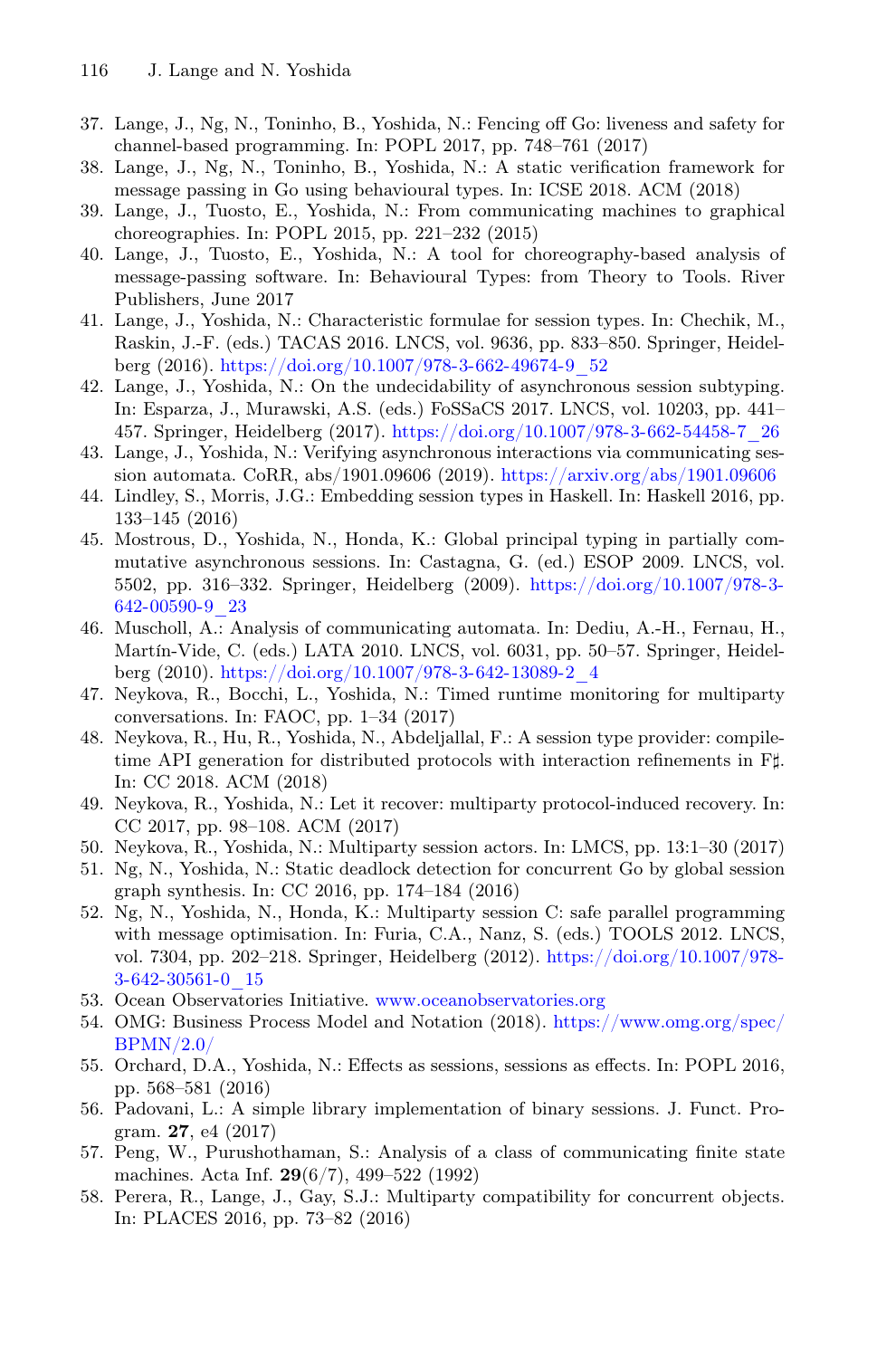37. Lange, J., Ng, N., Toninho, B., Yoshida, N.: Fencing off Go: liveness and safety for channel-based programming. In: POPL 2017, pp. 748–761 (2017)
38. Lange, J., Ng, N., Toninho, B., Yoshida, N.: A static verification framework for message passing in Go using behavioural types. In: ICSE 2018. ACM (2018)
39. Lange, J., Tuosto, E., Yoshida, N.: From communicating machines to graphical choreographies. In: POPL 2015, pp. 221–232 (2015)
40. Lange, J., Tuosto, E., Yoshida, N.: A tool for choreography-based analysis of message-passing software. In: Behavioural Types: from Theory to Tools. River Publishers, June 2017
41. Lange, J., Yoshida, N.: Characteristic formulae for session types. In: Chechik, M., Raskin, J.-F. (eds.) TACAS 2016. LNCS, vol. 9636, pp. 833–850. Springer, Heidelberg (2016). https://doi.org/10.1007/978-3-662-49674-9_52
42. Lange, J., Yoshida, N.: On the undecidability of asynchronous session subtyping. In: Esparza, J., Murawski, A.S. (eds.) FoSSaCS 2017. LNCS, vol. 10203, pp. 441–457. Springer, Heidelberg (2017). https://doi.org/10.1007/978-3-662-54458-7_26
43. Lange, J., Yoshida, N.: Verifying asynchronous interactions via communicating session automata. CoRR, abs/1901.09606 (2019). https://arxiv.org/abs/1901.09606
44. Lindley, S., Morris, J.G.: Embedding session types in Haskell. In: Haskell 2016, pp. 133–145 (2016)
45. Mostrous, D., Yoshida, N., Honda, K.: Global principal typing in partially commutative asynchronous sessions. In: Castagna, G. (ed.) ESOP 2009. LNCS, vol. 5502, pp. 316–332. Springer, Heidelberg (2009). https://doi.org/10.1007/978-3-642-00590-9_23
46. Muscholl, A.: Analysis of communicating automata. In: Dediu, A.-H., Fernau, H., Martín-Vide, C. (eds.) LATA 2010. LNCS, vol. 6031, pp. 50–57. Springer, Heidelberg (2010). https://doi.org/10.1007/978-3-642-13089-2_4
47. Neykova, R., Bocchi, L., Yoshida, N.: Timed runtime monitoring for multiparty conversations. In: FAOC, pp. 1–34 (2017)
48. Neykova, R., Hu, R., Yoshida, N., Abdeljallal, F.: A session type provider: compile-time API generation for distributed protocols with interaction refinements in F♯. In: CC 2018. ACM (2018)
49. Neykova, R., Yoshida, N.: Let it recover: multiparty protocol-induced recovery. In: CC 2017, pp. 98–108. ACM (2017)
50. Neykova, R., Yoshida, N.: Multiparty session actors. In: LMCS, pp. 13:1–30 (2017)
51. Ng, N., Yoshida, N.: Static deadlock detection for concurrent Go by global session graph synthesis. In: CC 2016, pp. 174–184 (2016)
52. Ng, N., Yoshida, N., Honda, K.: Multiparty session C: safe parallel programming with message optimisation. In: Furia, C.A., Nanz, S. (eds.) TOOLS 2012. LNCS, vol. 7304, pp. 202–218. Springer, Heidelberg (2012). https://doi.org/10.1007/978-3-642-30561-0_15
53. Ocean Observatories Initiative. www.oceanobservatories.org
54. OMG: Business Process Model and Notation (2018). https://www.omg.org/spec/BPMN/2.0/
55. Orchard, D.A., Yoshida, N.: Effects as sessions, sessions as effects. In: POPL 2016, pp. 568–581 (2016)
56. Padovani, L.: A simple library implementation of binary sessions. J. Funct. Program. **27**, e4 (2017)
57. Peng, W., Purushothaman, S.: Analysis of a class of communicating finite state machines. Acta Inf. **29**(6/7), 499–522 (1992)
58. Perera, R., Lange, J., Gay, S.J.: Multiparty compatibility for concurrent objects. In: PLACES 2016, pp. 73–82 (2016)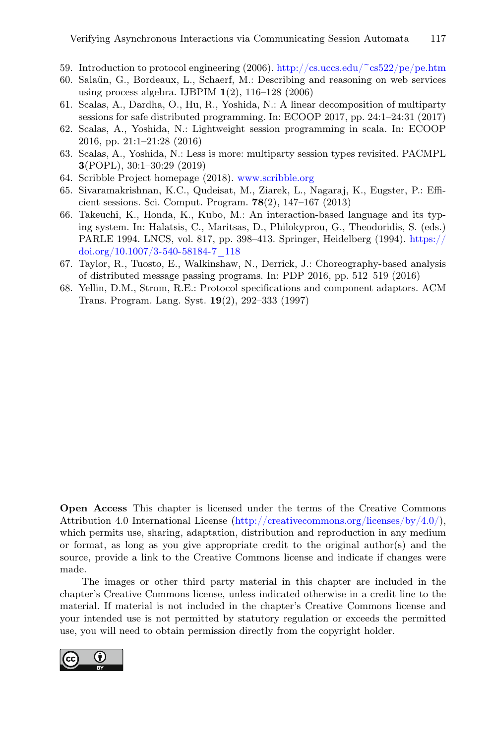59. Introduction to protocol engineering (2006). http://cs.uccs.edu/~cs522/pe/pe.htm
60. Salaün, G., Bordeaux, L., Schaerf, M.: Describing and reasoning on web services using process algebra. IJBPIM **1**(2), 116–128 (2006)
61. Scalas, A., Dardha, O., Hu, R., Yoshida, N.: A linear decomposition of multiparty sessions for safe distributed programming. In: ECOOP 2017, pp. 24:1–24:31 (2017)
62. Scalas, A., Yoshida, N.: Lightweight session programming in scala. In: ECOOP 2016, pp. 21:1–21:28 (2016)
63. Scalas, A., Yoshida, N.: Less is more: multiparty session types revisited. PACMPL **3**(POPL), 30:1–30:29 (2019)
64. Scribble Project homepage (2018). www.scribble.org
65. Sivaramakrishnan, K.C., Qudeisat, M., Ziarek, L., Nagaraj, K., Eugster, P.: Efficient sessions. Sci. Comput. Program. **78**(2), 147–167 (2013)
66. Takeuchi, K., Honda, K., Kubo, M.: An interaction-based language and its typing system. In: Halatsis, C., Maritsas, D., Philokyprou, G., Theodoridis, S. (eds.) PARLE 1994. LNCS, vol. 817, pp. 398–413. Springer, Heidelberg (1994). https://doi.org/10.1007/3-540-58184-7_118
67. Taylor, R., Tuosto, E., Walkinshaw, N., Derrick, J.: Choreography-based analysis of distributed message passing programs. In: PDP 2016, pp. 512–519 (2016)
68. Yellin, D.M., Strom, R.E.: Protocol specifications and component adaptors. ACM Trans. Program. Lang. Syst. **19**(2), 292–333 (1997)

**Open Access** This chapter is licensed under the terms of the Creative Commons Attribution 4.0 International License (http://creativecommons.org/licenses/by/4.0/), which permits use, sharing, adaptation, distribution and reproduction in any medium or format, as long as you give appropriate credit to the original author(s) and the source, provide a link to the Creative Commons license and indicate if changes were made.

The images or other third party material in this chapter are included in the chapter's Creative Commons license, unless indicated otherwise in a credit line to the material. If material is not included in the chapter's Creative Commons license and your intended use is not permitted by statutory regulation or exceeds the permitted use, you will need to obtain permission directly from the copyright holder.